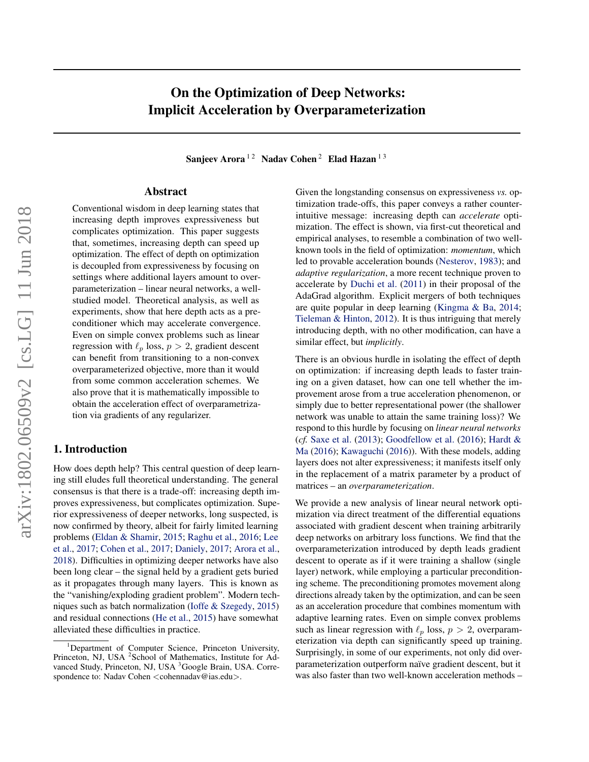# On the Optimization of Deep Networks: Implicit Acceleration by Overparameterization

**Sanjeev Arora** [1,2] **Nadav Cohen** [2] **Elad Hazan** [1,3]

## Abstract

Conventional wisdom in deep learning states that increasing depth improves expressiveness but complicates optimization. This paper suggests that, sometimes, increasing depth can speed up optimization. The effect of depth on optimization is decoupled from expressiveness by focusing on settings where additional layers amount to overparameterization – linear neural networks, a well-studied model. Theoretical analysis, as well as experiments, show that here depth acts as a preconditioner which may accelerate convergence. Even on simple convex problems such as linear regression with $\ell_p$ loss, $p > 2$, gradient descent can benefit from transitioning to a non-convex overparameterized objective, more than it would from some common acceleration schemes. We also prove that it is mathematically impossible to obtain the acceleration effect of overparametrization via gradients of any regularizer.

## 1. Introduction

How does depth help? This central question of deep learning still eludes full theoretical understanding. The general consensus is that there is a trade-off: increasing depth improves expressiveness, but complicates optimization. Superior expressiveness of deeper networks, long suspected, is now confirmed by theory, albeit for fairly limited learning problems (Eldan & Shamir, 2015; Raghu et al., 2016; Lee et al., 2017; Cohen et al., 2017; Daniely, 2017; Arora et al., 2018). Difficulties in optimizing deeper networks have also been long clear – the signal held by a gradient gets buried as it propagates through many layers. This is known as the "vanishing/exploding gradient problem". Modern techniques such as batch normalization (Ioffe & Szegedy, 2015) and residual connections (He et al., 2015) have somewhat alleviated these difficulties in practice.

Given the longstanding consensus on expressiveness *vs.* optimization trade-offs, this paper conveys a rather counter-intuitive message: increasing depth can *accelerate* optimization. The effect is shown, via first-cut theoretical and empirical analyses, to resemble a combination of two well-known tools in the field of optimization: *momentum*, which led to provable acceleration bounds (Nesterov, 1983); and *adaptive regularization*, a more recent technique proven to accelerate by Duchi et al. (2011) in their proposal of the AdaGrad algorithm. Explicit mergers of both techniques are quite popular in deep learning (Kingma & Ba, 2014; Tieleman & Hinton, 2012). It is thus intriguing that merely introducing depth, with no other modification, can have a similar effect, but *implicitly*.

There is an obvious hurdle in isolating the effect of depth on optimization: if increasing depth leads to faster training on a given dataset, how can one tell whether the improvement arose from a true acceleration phenomenon, or simply due to better representational power (the shallower network was unable to attain the same training loss)? We respond to this hurdle by focusing on *linear neural networks* (*cf.* Saxe et al. (2013); Goodfellow et al. (2016); Hardt & Ma (2016); Kawaguchi (2016)). With these models, adding layers does not alter expressiveness; it manifests itself only in the replacement of a matrix parameter by a product of matrices – an *overparameterization*.

We provide a new analysis of linear neural network optimization via direct treatment of the differential equations associated with gradient descent when training arbitrarily deep networks on arbitrary loss functions. We find that the overparameterization introduced by depth leads gradient descent to operate as if it were training a shallow (single layer) network, while employing a particular preconditioning scheme. The preconditioning promotes movement along directions already taken by the optimization, and can be seen as an acceleration procedure that combines momentum with adaptive learning rates. Even on simple convex problems such as linear regression with $\ell_p$ loss, $p > 2$, overparameterization via depth can significantly speed up training. Surprisingly, in some of our experiments, not only did overparameterization outperform naïve gradient descent, but it was also faster than two well-known acceleration methods –

[1] Department of Computer Science, Princeton University, Princeton, NJ, USA [2] School of Mathematics, Institute for Advanced Study, Princeton, NJ, USA [3] Google Brain, USA. Correspondence to: Nadav Cohen <cohennadav@ias.edu>.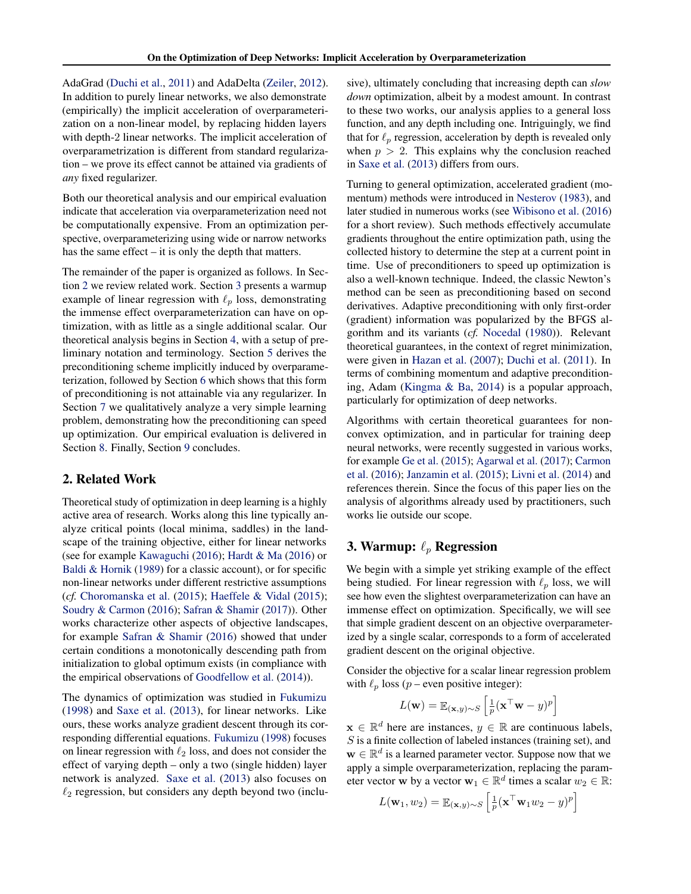AdaGrad (Duchi et al., 2011) and AdaDelta (Zeiler, 2012). In addition to purely linear networks, we also demonstrate (empirically) the implicit acceleration of overparameterization on a non-linear model, by replacing hidden layers with depth-2 linear networks. The implicit acceleration of overparametrization is different from standard regularization – we prove its effect cannot be attained via gradients of *any* fixed regularizer.

Both our theoretical analysis and our empirical evaluation indicate that acceleration via overparameterization need not be computationally expensive. From an optimization perspective, overparameterizing using wide or narrow networks has the same effect – it is only the depth that matters.

The remainder of the paper is organized as follows. In Section 2 we review related work. Section 3 presents a warmup example of linear regression with $\ell_p$ loss, demonstrating the immense effect overparameterization can have on optimization, with as little as a single additional scalar. Our theoretical analysis begins in Section 4, with a setup of preliminary notation and terminology. Section 5 derives the preconditioning scheme implicitly induced by overparameterization, followed by Section 6 which shows that this form of preconditioning is not attainable via any regularizer. In Section 7 we qualitatively analyze a very simple learning problem, demonstrating how the preconditioning can speed up optimization. Our empirical evaluation is delivered in Section 8. Finally, Section 9 concludes.

## 2. Related Work

Theoretical study of optimization in deep learning is a highly active area of research. Works along this line typically analyze critical points (local minima, saddles) in the landscape of the training objective, either for linear networks (see for example Kawaguchi (2016); Hardt & Ma (2016) or Baldi & Hornik (1989) for a classic account), or for specific non-linear networks under different restrictive assumptions (*cf.* Choromanska et al. (2015); Haeffele & Vidal (2015); Soudry & Carmon (2016); Safran & Shamir (2017)). Other works characterize other aspects of objective landscapes, for example Safran & Shamir (2016) showed that under certain conditions a monotonically descending path from initialization to global optimum exists (in compliance with the empirical observations of Goodfellow et al. (2014)).

The dynamics of optimization was studied in Fukumizu (1998) and Saxe et al. (2013), for linear networks. Like ours, these works analyze gradient descent through its corresponding differential equations. Fukumizu (1998) focuses on linear regression with $\ell_2$ loss, and does not consider the effect of varying depth – only a two (single hidden) layer network is analyzed. Saxe et al. (2013) also focuses on $\ell_2$ regression, but considers any depth beyond two (inclusive), ultimately concluding that increasing depth can *slow down* optimization, albeit by a modest amount. In contrast to these two works, our analysis applies to a general loss function, and any depth including one. Intriguingly, we find that for $\ell_p$ regression, acceleration by depth is revealed only when $p > 2$. This explains why the conclusion reached in Saxe et al. (2013) differs from ours.

Turning to general optimization, accelerated gradient (momentum) methods were introduced in Nesterov (1983), and later studied in numerous works (see Wibisono et al. (2016) for a short review). Such methods effectively accumulate gradients throughout the entire optimization path, using the collected history to determine the step at a current point in time. Use of preconditioners to speed up optimization is also a well-known technique. Indeed, the classic Newton's method can be seen as preconditioning based on second derivatives. Adaptive preconditioning with only first-order (gradient) information was popularized by the BFGS algorithm and its variants (*cf.* Nocedal (1980)). Relevant theoretical guarantees, in the context of regret minimization, were given in Hazan et al. (2007); Duchi et al. (2011). In terms of combining momentum and adaptive preconditioning, Adam (Kingma & Ba, 2014) is a popular approach, particularly for optimization of deep networks.

Algorithms with certain theoretical guarantees for non-convex optimization, and in particular for training deep neural networks, were recently suggested in various works, for example Ge et al. (2015); Agarwal et al. (2017); Carmon et al. (2016); Janzamin et al. (2015); Livni et al. (2014) and references therein. Since the focus of this paper lies on the analysis of algorithms already used by practitioners, such works lie outside our scope.

## 3. Warmup: $\ell_p$ Regression

We begin with a simple yet striking example of the effect being studied. For linear regression with $\ell_p$ loss, we will see how even the slightest overparameterization can have an immense effect on optimization. Specifically, we will see that simple gradient descent on an objective overparameterized by a single scalar, corresponds to a form of accelerated gradient descent on the original objective.

Consider the objective for a scalar linear regression problem with $\ell_p$ loss ($p$ – even positive integer):

$$L(\mathbf{w}) = \mathbb{E}_{(\mathbf{x},y)\sim S}\left[\tfrac{1}{p}(\mathbf{x}^\top \mathbf{w} - y)^p\right]$$

$\mathbf{x} \in \mathbb{R}^d$ here are instances, $y \in \mathbb{R}$ are continuous labels, $S$ is a finite collection of labeled instances (training set), and $\mathbf{w} \in \mathbb{R}^d$ is a learned parameter vector. Suppose now that we apply a simple overparameterization, replacing the parameter vector $\mathbf{w}$ by a vector $\mathbf{w}_1 \in \mathbb{R}^d$ times a scalar $w_2 \in \mathbb{R}$:

$$L(\mathbf{w}_1, w_2) = \mathbb{E}_{(\mathbf{x},y)\sim S}\left[\tfrac{1}{p}(\mathbf{x}^\top \mathbf{w}_1 w_2 - y)^p\right]$$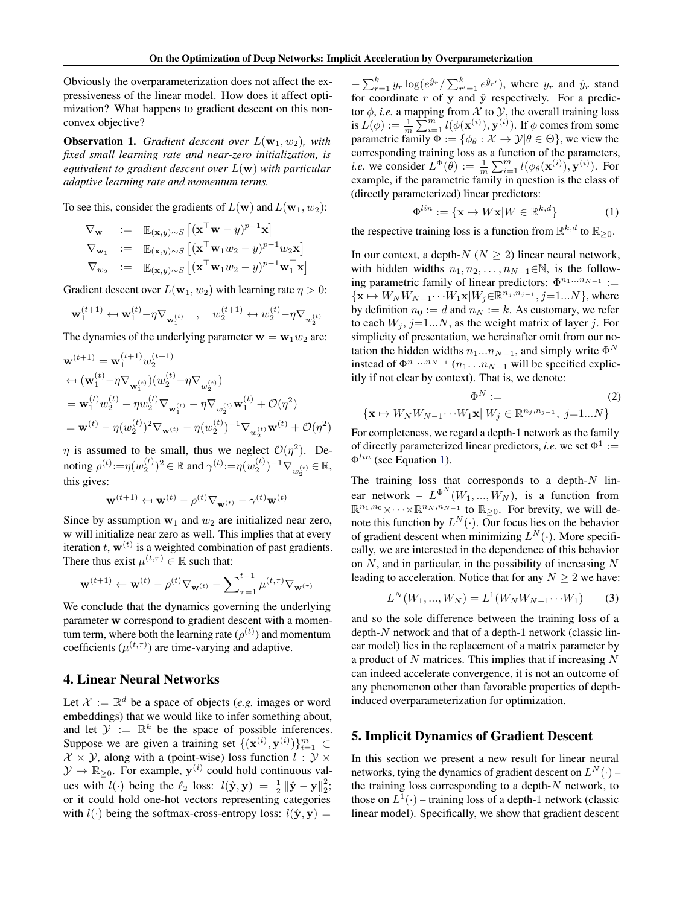Obviously the overparameterization does not affect the expressiveness of the linear model. How does it affect optimization? What happens to gradient descent on this non-convex objective?

**Observation 1.** *Gradient descent over $L(\mathbf{w}_1, w_2)$, with fixed small learning rate and near-zero initialization, is equivalent to gradient descent over $L(\mathbf{w})$ with particular adaptive learning rate and momentum terms.*

To see this, consider the gradients of $L(\mathbf{w})$ and $L(\mathbf{w}_1, w_2)$:

$$
\begin{aligned}
\nabla_{\mathbf{w}} &:= \mathbb{E}_{(\mathbf{x},y)\sim S}\left[(\mathbf{x}^\top\mathbf{w} - y)^{p-1}\mathbf{x}\right] \\
\nabla_{\mathbf{w}_1} &:= \mathbb{E}_{(\mathbf{x},y)\sim S}\left[(\mathbf{x}^\top\mathbf{w}_1 w_2 - y)^{p-1} w_2 \mathbf{x}\right] \\
\nabla_{w_2} &:= \mathbb{E}_{(\mathbf{x},y)\sim S}\left[(\mathbf{x}^\top\mathbf{w}_1 w_2 - y)^{p-1} \mathbf{w}_1^\top \mathbf{x}\right]
\end{aligned}
$$

Gradient descent over $L(\mathbf{w}_1, w_2)$ with learning rate $\eta > 0$:

$$
\mathbf{w}_1^{(t+1)} \hookleftarrow \mathbf{w}_1^{(t)} - \eta\nabla_{\mathbf{w}_1^{(t)}} \quad , \quad w_2^{(t+1)} \hookleftarrow w_2^{(t)} - \eta\nabla_{w_2^{(t)}}
$$

The dynamics of the underlying parameter $\mathbf{w} = \mathbf{w}_1 w_2$ are:

$$
\begin{aligned}
&\mathbf{w}^{(t+1)} = \mathbf{w}_1^{(t+1)} w_2^{(t+1)} \\
&\hookleftarrow (\mathbf{w}_1^{(t)} - \eta\nabla_{\mathbf{w}_1^{(t)}})(w_2^{(t)} - \eta\nabla_{w_2^{(t)}}) \\
&= \mathbf{w}_1^{(t)} w_2^{(t)} - \eta w_2^{(t)}\nabla_{\mathbf{w}_1^{(t)}} - \eta\nabla_{w_2^{(t)}}\mathbf{w}_1^{(t)} + \mathcal{O}(\eta^2) \\
&= \mathbf{w}^{(t)} - \eta(w_2^{(t)})^2\nabla_{\mathbf{w}^{(t)}} - \eta(w_2^{(t)})^{-1}\nabla_{w_2^{(t)}}\mathbf{w}^{(t)} + \mathcal{O}(\eta^2)
\end{aligned}
$$

$\eta$ is assumed to be small, thus we neglect $\mathcal{O}(\eta^2)$. Denoting $\rho^{(t)} := \eta(w_2^{(t)})^2 \in \mathbb{R}$ and $\gamma^{(t)} := \eta(w_2^{(t)})^{-1}\nabla_{w_2^{(t)}} \in \mathbb{R}$, this gives:

$$
\mathbf{w}^{(t+1)} \hookleftarrow \mathbf{w}^{(t)} - \rho^{(t)}\nabla_{\mathbf{w}^{(t)}} - \gamma^{(t)}\mathbf{w}^{(t)}
$$

Since by assumption $\mathbf{w}_1$ and $w_2$ are initialized near zero, $\mathbf{w}$ will initialize near zero as well. This implies that at every iteration $t$, $\mathbf{w}^{(t)}$ is a weighted combination of past gradients. There thus exist $\mu^{(t,\tau)} \in \mathbb{R}$ such that:

$$
\mathbf{w}^{(t+1)} \hookleftarrow \mathbf{w}^{(t)} - \rho^{(t)}\nabla_{\mathbf{w}^{(t)}} - \sum\nolimits_{\tau=1}^{t-1}\mu^{(t,\tau)}\nabla_{\mathbf{w}^{(\tau)}}
$$

We conclude that the dynamics governing the underlying parameter $\mathbf{w}$ correspond to gradient descent with a momentum term, where both the learning rate ($\rho^{(t)}$) and momentum coefficients ($\mu^{(t,\tau)}$) are time-varying and adaptive.

## 4. Linear Neural Networks

Let $\mathcal{X} := \mathbb{R}^d$ be a space of objects (*e.g.* images or word embeddings) that we would like to infer something about, and let $\mathcal{Y} := \mathbb{R}^k$ be the space of possible inferences. Suppose we are given a training set $\{(\mathbf{x}^{(i)}, \mathbf{y}^{(i)})\}_{i=1}^m \subset \mathcal{X} \times \mathcal{Y}$, along with a (point-wise) loss function $l : \mathcal{Y} \times \mathcal{Y} \to \mathbb{R}_{\geq 0}$. For example, $\mathbf{y}^{(i)}$ could hold continuous values with $l(\cdot)$ being the $\ell_2$ loss: $l(\hat{\mathbf{y}}, \mathbf{y}) = \frac{1}{2}\|\hat{\mathbf{y}} - \mathbf{y}\|_2^2$; or it could hold one-hot vectors representing categories with $l(\cdot)$ being the softmax-cross-entropy loss: $l(\hat{\mathbf{y}}, \mathbf{y}) = -\sum_{r=1}^k y_r \log(e^{\hat{y}_r}/\sum_{r'=1}^k e^{\hat{y}_{r'}})$, where $y_r$ and $\hat{y}_r$ stand for coordinate $r$ of $\mathbf{y}$ and $\hat{\mathbf{y}}$ respectively. For a predictor $\phi$, *i.e.* a mapping from $\mathcal{X}$ to $\mathcal{Y}$, the overall training loss is $L(\phi) := \frac{1}{m}\sum_{i=1}^m l(\phi(\mathbf{x}^{(i)}), \mathbf{y}^{(i)})$. If $\phi$ comes from some parametric family $\Phi := \{\phi_\theta : \mathcal{X} \to \mathcal{Y} | \theta \in \Theta\}$, we view the corresponding training loss as a function of the parameters, *i.e.* we consider $L^\Phi(\theta) := \frac{1}{m}\sum_{i=1}^m l(\phi_\theta(\mathbf{x}^{(i)}), \mathbf{y}^{(i)})$. For example, if the parametric family in question is the class of (directly parameterized) linear predictors:

$$
\Phi^{lin} := \{\mathbf{x} \mapsto W\mathbf{x} | W \in \mathbb{R}^{k,d}\} \tag{1}
$$

the respective training loss is a function from $\mathbb{R}^{k,d}$ to $\mathbb{R}_{\geq 0}$.

In our context, a depth-$N$ ($N \geq 2$) linear neural network, with hidden widths $n_1, n_2, \ldots, n_{N-1} \in \mathbb{N}$, is the following parametric family of linear predictors: $\Phi^{n_1 \ldots n_{N-1}} := \{\mathbf{x} \mapsto W_N W_{N-1} \cdots W_1 \mathbf{x} | W_j \in \mathbb{R}^{n_j, n_{j-1}}, j=1...N\}$, where by definition $n_0 := d$ and $n_N := k$. As customary, we refer to each $W_j$, $j=1...N$, as the weight matrix of layer $j$. For simplicity of presentation, we hereinafter omit from our notation the hidden widths $n_1 ... n_{N-1}$, and simply write $\Phi^N$ instead of $\Phi^{n_1 \ldots n_{N-1}}$ ($n_1 \ldots n_{N-1}$ will be specified explicitly if not clear by context). That is, we denote:

$$
\Phi^N := \{\mathbf{x} \mapsto W_N W_{N-1} \cdots W_1 \mathbf{x} | \, W_j \in \mathbb{R}^{n_j, n_{j-1}}, \; j=1...N\} \tag{2}
$$

For completeness, we regard a depth-1 network as the family of directly parameterized linear predictors, *i.e.* we set $\Phi^1 := \Phi^{lin}$ (see Equation 1).

The training loss that corresponds to a depth-$N$ linear network – $L^{\Phi^N}(W_1, ..., W_N)$, is a function from $\mathbb{R}^{n_1, n_0} \times \cdots \times \mathbb{R}^{n_N, n_{N-1}}$ to $\mathbb{R}_{\geq 0}$. For brevity, we will denote this function by $L^N(\cdot)$. Our focus lies on the behavior of gradient descent when minimizing $L^N(\cdot)$. More specifically, we are interested in the dependence of this behavior on $N$, and in particular, in the possibility of increasing $N$ leading to acceleration. Notice that for any $N \geq 2$ we have:

$$
L^N(W_1, ..., W_N) = L^1(W_N W_{N-1} \cdots W_1) \tag{3}
$$

and so the sole difference between the training loss of a depth-$N$ network and that of a depth-1 network (classic linear model) lies in the replacement of a matrix parameter by a product of $N$ matrices. This implies that if increasing $N$ can indeed accelerate convergence, it is not an outcome of any phenomenon other than favorable properties of depth-induced overparameterization for optimization.

## 5. Implicit Dynamics of Gradient Descent

In this section we present a new result for linear neural networks, tying the dynamics of gradient descent on $L^N(\cdot)$ – the training loss corresponding to a depth-$N$ network, to those on $L^1(\cdot)$ – training loss of a depth-1 network (classic linear model). Specifically, we show that gradient descent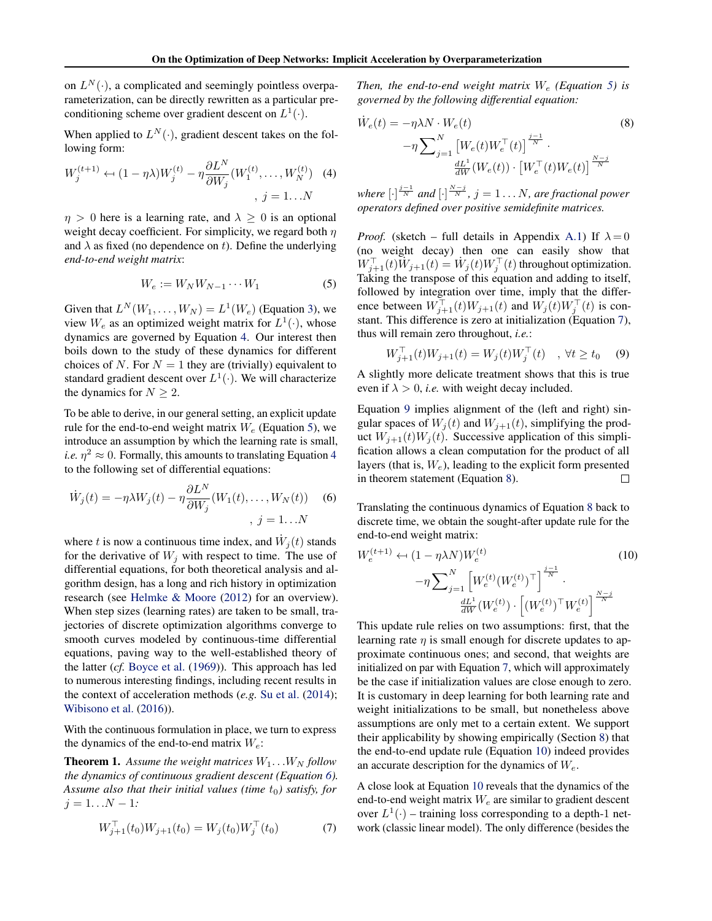on $L^N(\cdot)$, a complicated and seemingly pointless overparameterization, can be directly rewritten as a particular preconditioning scheme over gradient descent on $L^1(\cdot)$.

When applied to $L^N(\cdot)$, gradient descent takes on the following form:

$$W_j^{(t+1)} \leftarrow (1-\eta\lambda)W_j^{(t)} - \eta\frac{\partial L^N}{\partial W_j}(W_1^{(t)}, \ldots, W_N^{(t)}) \quad , \, j = 1 \ldots N \tag{4}$$

$\eta > 0$ here is a learning rate, and $\lambda \geq 0$ is an optional weight decay coefficient. For simplicity, we regard both $\eta$ and $\lambda$ as fixed (no dependence on $t$). Define the underlying *end-to-end weight matrix*:

$$W_e := W_N W_{N-1} \cdots W_1 \tag{5}$$

Given that $L^N(W_1, \ldots, W_N) = L^1(W_e)$ (Equation 3), we view $W_e$ as an optimized weight matrix for $L^1(\cdot)$, whose dynamics are governed by Equation 4. Our interest then boils down to the study of these dynamics for different choices of $N$. For $N = 1$ they are (trivially) equivalent to standard gradient descent over $L^1(\cdot)$. We will characterize the dynamics for $N \geq 2$.

To be able to derive, in our general setting, an explicit update rule for the end-to-end weight matrix $W_e$ (Equation 5), we introduce an assumption by which the learning rate is small, *i.e.* $\eta^2 \approx 0$. Formally, this amounts to translating Equation 4 to the following set of differential equations:

$$\dot{W}_j(t) = -\eta\lambda W_j(t) - \eta\frac{\partial L^N}{\partial W_j}(W_1(t), \ldots, W_N(t)) \quad , \, j = 1 \ldots N \tag{6}$$

where $t$ is now a continuous time index, and $\dot{W}_j(t)$ stands for the derivative of $W_j$ with respect to time. The use of differential equations, for both theoretical analysis and algorithm design, has a long and rich history in optimization research (see Helmke & Moore (2012) for an overview). When step sizes (learning rates) are taken to be small, trajectories of discrete optimization algorithms converge to smooth curves modeled by continuous-time differential equations, paving way to the well-established theory of the latter (*cf.* Boyce et al. (1969)). This approach has led to numerous interesting findings, including recent results in the context of acceleration methods (*e.g.* Su et al. (2014); Wibisono et al. (2016)).

With the continuous formulation in place, we turn to express the dynamics of the end-to-end matrix $W_e$:

**Theorem 1.** *Assume the weight matrices $W_1 \ldots W_N$ follow the dynamics of continuous gradient descent (Equation 6). Assume also that their initial values (time $t_0$) satisfy, for $j = 1 \ldots N-1$:*

$$W_{j+1}^\top(t_0) W_{j+1}(t_0) = W_j(t_0) W_j^\top(t_0) \tag{7}$$

*Then, the end-to-end weight matrix $W_e$ (Equation 5) is governed by the following differential equation:*

$$\dot{W}_e(t) = -\eta\lambda N \cdot W_e(t) - \eta\sum\nolimits_{j=1}^{N} \left[W_e(t)W_e^\top(t)\right]^{\frac{j-1}{N}} \cdot \frac{dL^1}{dW}(W_e(t)) \cdot \left[W_e^\top(t)W_e(t)\right]^{\frac{N-j}{N}} \tag{8}$$

*where $[\cdot]^{\frac{j-1}{N}}$ and $[\cdot]^{\frac{N-j}{N}}$, $j = 1 \ldots N$, are fractional power operators defined over positive semidefinite matrices.*

*Proof.* (sketch – full details in Appendix A.1) If $\lambda = 0$ (no weight decay) then one can easily show that $W_{j+1}^\top(t)\dot{W}_{j+1}(t) = \dot{W}_j(t)W_j^\top(t)$ throughout optimization. Taking the transpose of this equation and adding to itself, followed by integration over time, imply that the difference between $W_{j+1}^\top(t)W_{j+1}(t)$ and $W_j(t)W_j^\top(t)$ is constant. This difference is zero at initialization (Equation 7), thus will remain zero throughout, *i.e.*:

$$W_{j+1}^\top(t)W_{j+1}(t) = W_j(t)W_j^\top(t) \quad , \, \forall t \geq t_0 \tag{9}$$

A slightly more delicate treatment shows that this is true even if $\lambda > 0$, *i.e.* with weight decay included.

Equation 9 implies alignment of the (left and right) singular spaces of $W_j(t)$ and $W_{j+1}(t)$, simplifying the product $W_{j+1}(t)W_j(t)$. Successive application of this simplification allows a clean computation for the product of all layers (that is, $W_e$), leading to the explicit form presented in theorem statement (Equation 8). □

Translating the continuous dynamics of Equation 8 back to discrete time, we obtain the sought-after update rule for the end-to-end weight matrix:

$$W_e^{(t+1)} \leftarrow (1-\eta\lambda N)W_e^{(t)} - \eta\sum\nolimits_{j=1}^{N} \left[W_e^{(t)}(W_e^{(t)})^\top\right]^{\frac{j-1}{N}} \cdot \frac{dL^1}{dW}(W_e^{(t)}) \cdot \left[(W_e^{(t)})^\top W_e^{(t)}\right]^{\frac{N-j}{N}} \tag{10}$$

This update rule relies on two assumptions: first, that the learning rate $\eta$ is small enough for discrete updates to approximate continuous ones; and second, that weights are initialized on par with Equation 7, which will approximately be the case if initialization values are close enough to zero. It is customary in deep learning for both learning rate and weight initializations to be small, but nonetheless above assumptions are only met to a certain extent. We support their applicability by showing empirically (Section 8) that the end-to-end update rule (Equation 10) indeed provides an accurate description for the dynamics of $W_e$.

A close look at Equation 10 reveals that the dynamics of the end-to-end weight matrix $W_e$ are similar to gradient descent over $L^1(\cdot)$ – training loss corresponding to a depth-1 network (classic linear model). The only difference (besides the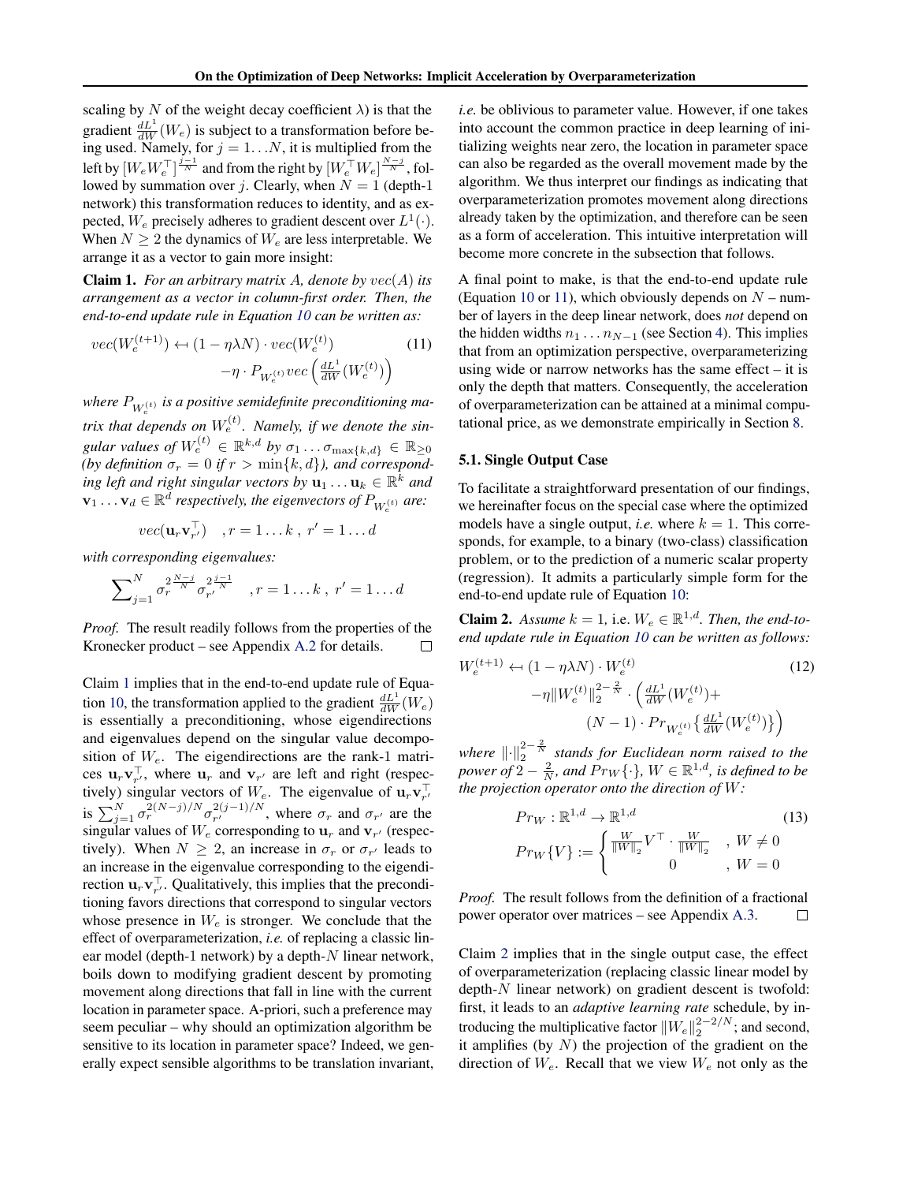scaling by $N$ of the weight decay coefficient $\lambda$) is that the gradient $\frac{dL^1}{dW}(W_e)$ is subject to a transformation before being used. Namely, for $j = 1 \ldots N$, it is multiplied from the left by $[W_e W_e^\top]^{\frac{j-1}{N}}$ and from the right by $[W_e^\top W_e]^{\frac{N-j}{N}}$, followed by summation over $j$. Clearly, when $N = 1$ (depth-1 network) this transformation reduces to identity, and as expected, $W_e$ precisely adheres to gradient descent over $L^1(\cdot)$. When $N \geq 2$ the dynamics of $W_e$ are less interpretable. We arrange it as a vector to gain more insight:

**Claim 1.** *For an arbitrary matrix $A$, denote by $vec(A)$ its arrangement as a vector in column-first order. Then, the end-to-end update rule in Equation 10 can be written as:*

$$
\begin{aligned}
vec(W_e^{(t+1)}) \leftarrow\, & (1 - \eta\lambda N) \cdot vec(W_e^{(t)}) \\
& - \eta \cdot P_{W_e^{(t)}} vec\left(\tfrac{dL^1}{dW}(W_e^{(t)})\right)
\end{aligned} \tag{11}
$$

*where $P_{W_e^{(t)}}$ is a positive semidefinite preconditioning matrix that depends on $W_e^{(t)}$. Namely, if we denote the singular values of $W_e^{(t)} \in \mathbb{R}^{k,d}$ by $\sigma_1 \ldots \sigma_{\max\{k,d\}} \in \mathbb{R}_{\geq 0}$ (by definition $\sigma_r = 0$ if $r > \min\{k,d\}$), and corresponding left and right singular vectors by $\mathbf{u}_1 \ldots \mathbf{u}_k \in \mathbb{R}^k$ and $\mathbf{v}_1 \ldots \mathbf{v}_d \in \mathbb{R}^d$ respectively, the eigenvectors of $P_{W_e^{(t)}}$ are:*

$$
vec(\mathbf{u}_r \mathbf{v}_{r'}^\top) \quad , r = 1 \ldots k \,,\; r' = 1 \ldots d
$$

*with corresponding eigenvalues:*

$$
\sum\nolimits_{j=1}^{N} \sigma_r^{2\frac{N-j}{N}} \sigma_{r'}^{2\frac{j-1}{N}} \quad , r = 1 \ldots k \,,\; r' = 1 \ldots d
$$

*Proof.* The result readily follows from the properties of the Kronecker product – see Appendix A.2 for details. ☐

Claim 1 implies that in the end-to-end update rule of Equation 10, the transformation applied to the gradient $\frac{dL^1}{dW}(W_e)$ is essentially a preconditioning, whose eigendirections and eigenvalues depend on the singular value decomposition of $W_e$. The eigendirections are the rank-1 matrices $\mathbf{u}_r \mathbf{v}_{r'}^\top$, where $\mathbf{u}_r$ and $\mathbf{v}_{r'}$ are left and right (respectively) singular vectors of $W_e$. The eigenvalue of $\mathbf{u}_r \mathbf{v}_{r'}^\top$ is $\sum_{j=1}^{N} \sigma_r^{2(N-j)/N} \sigma_{r'}^{2(j-1)/N}$, where $\sigma_r$ and $\sigma_{r'}$ are the singular values of $W_e$ corresponding to $\mathbf{u}_r$ and $\mathbf{v}_{r'}$ (respectively). When $N \geq 2$, an increase in $\sigma_r$ or $\sigma_{r'}$ leads to an increase in the eigenvalue corresponding to the eigendirection $\mathbf{u}_r \mathbf{v}_{r'}^\top$. Qualitatively, this implies that the preconditioning favors directions that correspond to singular vectors whose presence in $W_e$ is stronger. We conclude that the effect of overparameterization, *i.e.* of replacing a classic linear model (depth-1 network) by a depth-$N$ linear network, boils down to modifying gradient descent by promoting movement along directions that fall in line with the current location in parameter space. A-priori, such a preference may seem peculiar – why should an optimization algorithm be sensitive to its location in parameter space? Indeed, we generally expect sensible algorithms to be translation invariant, *i.e.* be oblivious to parameter value. However, if one takes into account the common practice in deep learning of initializing weights near zero, the location in parameter space can also be regarded as the overall movement made by the algorithm. We thus interpret our findings as indicating that overparameterization promotes movement along directions already taken by the optimization, and therefore can be seen as a form of acceleration. This intuitive interpretation will become more concrete in the subsection that follows.

A final point to make, is that the end-to-end update rule (Equation 10 or 11), which obviously depends on $N$ – number of layers in the deep linear network, does *not* depend on the hidden widths $n_1 \ldots n_{N-1}$ (see Section 4). This implies that from an optimization perspective, overparameterizing using wide or narrow networks has the same effect – it is only the depth that matters. Consequently, the acceleration of overparameterization can be attained at a minimal computational price, as we demonstrate empirically in Section 8.

### 5.1. Single Output Case

To facilitate a straightforward presentation of our findings, we hereinafter focus on the special case where the optimized models have a single output, *i.e.* where $k = 1$. This corresponds, for example, to a binary (two-class) classification problem, or to the prediction of a numeric scalar property (regression). It admits a particularly simple form for the end-to-end update rule of Equation 10:

**Claim 2.** *Assume $k = 1$, i.e. $W_e \in \mathbb{R}^{1,d}$. Then, the end-to-end update rule in Equation 10 can be written as follows:*

$$
\begin{aligned}
W_e^{(t+1)} \leftarrow\, & (1 - \eta\lambda N) \cdot W_e^{(t)} \\
& - \eta \|W_e^{(t)}\|_2^{2-\frac{2}{N}} \cdot \Big( \tfrac{dL^1}{dW}(W_e^{(t)}) + \\
& \qquad (N-1) \cdot Pr_{W_e^{(t)}}\big\{ \tfrac{dL^1}{dW}(W_e^{(t)}) \big\} \Big)
\end{aligned} \tag{12}
$$

*where $\|\cdot\|_2^{2-\frac{2}{N}}$ stands for Euclidean norm raised to the power of $2 - \frac{2}{N}$, and $Pr_W\{\cdot\}$, $W \in \mathbb{R}^{1,d}$, is defined to be the projection operator onto the direction of $W$:*

$$
\begin{aligned}
& Pr_W : \mathbb{R}^{1,d} \to \mathbb{R}^{1,d} \\
& Pr_W\{V\} := \begin{cases} \frac{W}{\|W\|_2} V^\top \cdot \frac{W}{\|W\|_2} & , W \neq 0 \\ 0 & , W = 0 \end{cases}
\end{aligned} \tag{13}
$$

*Proof.* The result follows from the definition of a fractional power operator over matrices – see Appendix A.3. ☐

Claim 2 implies that in the single output case, the effect of overparameterization (replacing classic linear model by depth-$N$ linear network) on gradient descent is twofold: first, it leads to an *adaptive learning rate* schedule, by introducing the multiplicative factor $\|W_e\|_2^{2-2/N}$; and second, it amplifies (by $N$) the projection of the gradient on the direction of $W_e$. Recall that we view $W_e$ not only as the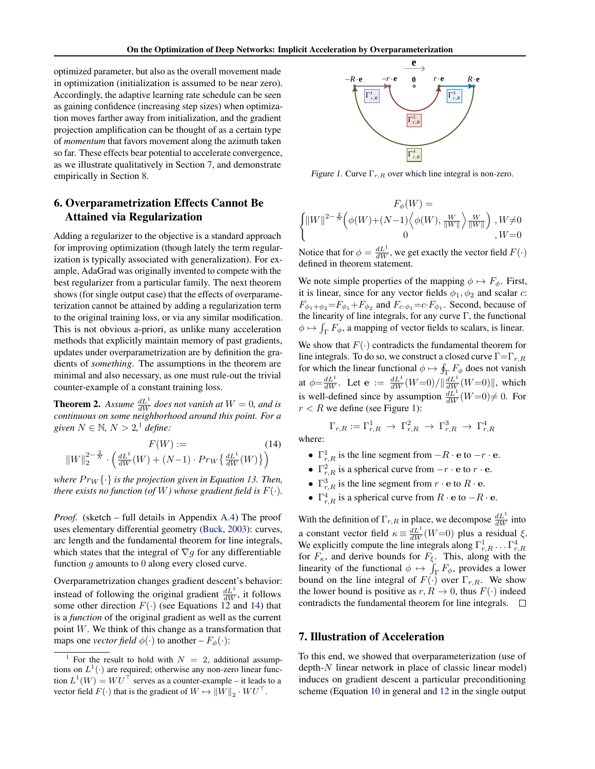optimized parameter, but also as the overall movement made in optimization (initialization is assumed to be near zero). Accordingly, the adaptive learning rate schedule can be seen as gaining confidence (increasing step sizes) when optimization moves farther away from initialization, and the gradient projection amplification can be thought of as a certain type of *momentum* that favors movement along the azimuth taken so far. These effects bear potential to accelerate convergence, as we illustrate qualitatively in Section 7, and demonstrate empirically in Section 8.

## 6. Overparametrization Effects Cannot Be Attained via Regularization

Adding a regularizer to the objective is a standard approach for improving optimization (though lately the term regularization is typically associated with generalization). For example, AdaGrad was originally invented to compete with the best regularizer from a particular family. The next theorem shows (for single output case) that the effects of overparameterization cannot be attained by adding a regularization term to the original training loss, or via any similar modification. This is not obvious a-priori, as unlike many acceleration methods that explicitly maintain memory of past gradients, updates under overparametrization are by definition the gradients of *something*. The assumptions in the theorem are minimal and also necessary, as one must rule-out the trivial counter-example of a constant training loss.

**Theorem 2.** *Assume $\frac{dL^1}{dW}$ does not vanish at $W = 0$, and is continuous on some neighborhood around this point. For a given $N \in \mathbb{N}$, $N > 2$,[1] define:*

$$F(W) := \|W\|_2^{2-\frac{2}{N}} \cdot \left( \tfrac{dL^1}{dW}(W) + (N-1) \cdot Pr_W\left\{ \tfrac{dL^1}{dW}(W) \right\} \right) \tag{14}$$

*where $Pr_W\{\cdot\}$ is the projection given in Equation 13. Then, there exists no function (of $W$) whose gradient field is $F(\cdot)$.*

*Proof.* (sketch – full details in Appendix A.4) The proof uses elementary differential geometry (Buck, 2003): curves, arc length and the fundamental theorem for line integrals, which states that the integral of $\nabla g$ for any differentiable function $g$ amounts to 0 along every closed curve.

Overparametrization changes gradient descent's behavior: instead of following the original gradient $\frac{dL^1}{dW}$, it follows some other direction $F(\cdot)$ (see Equations 12 and 14) that is a *function* of the original gradient as well as the current point $W$. We think of this change as a transformation that maps one *vector field* $\phi(\cdot)$ to another – $F_\phi(\cdot)$:

$$F_\phi(W) = \begin{cases} \|W\|^{2-\frac{2}{N}}\Big(\phi(W)+(N-1)\Big\langle\phi(W), \frac{W}{\|W\|}\Big\rangle\frac{W}{\|W\|}\Big) & , W\neq 0 \\ 0 & , W=0 \end{cases}$$

Notice that for $\phi = \frac{dL^1}{dW}$, we get exactly the vector field $F(\cdot)$ defined in theorem statement.

We note simple properties of the mapping $\phi \mapsto F_\phi$. First, it is linear, since for any vector fields $\phi_1, \phi_2$ and scalar $c$: $F_{\phi_1+\phi_2} = F_{\phi_1} + F_{\phi_2}$ and $F_{c\cdot\phi_1} = c \cdot F_{\phi_1}$. Second, because of the linearity of line integrals, for any curve $\Gamma$, the functional $\phi \mapsto \int_\Gamma F_\phi$, a mapping of vector fields to scalars, is linear.

We show that $F(\cdot)$ contradicts the fundamental theorem for line integrals. To do so, we construct a closed curve $\Gamma = \Gamma_{r,R}$ for which the linear functional $\phi \mapsto \oint_\Gamma F_\phi$ does not vanish at $\phi = \frac{dL^1}{dW}$. Let $\mathbf{e} := \frac{dL^1}{dW}(W{=}0)/\|\frac{dL^1}{dW}(W{=}0)\|$, which is well-defined since by assumption $\frac{dL^1}{dW}(W{=}0) \neq 0$. For $r < R$ we define (see Figure 1):

$$\Gamma_{r,R} := \Gamma^1_{r,R} \to \Gamma^2_{r,R} \to \Gamma^3_{r,R} \to \Gamma^4_{r,R}$$

where:

- $\Gamma^1_{r,R}$ is the line segment from $-R \cdot \mathbf{e}$ to $-r \cdot \mathbf{e}$.
- $\Gamma^2_{r,R}$ is a spherical curve from $-r \cdot \mathbf{e}$ to $r \cdot \mathbf{e}$.
- $\Gamma^3_{r,R}$ is the line segment from $r \cdot \mathbf{e}$ to $R \cdot \mathbf{e}$.
- $\Gamma^4_{r,R}$ is a spherical curve from $R \cdot \mathbf{e}$ to $-R \cdot \mathbf{e}$.

With the definition of $\Gamma_{r,R}$ in place, we decompose $\frac{dL^1}{dW}$ into a constant vector field $\kappa \equiv \frac{dL^1}{dW}(W{=}0)$ plus a residual $\xi$. We explicitly compute the line integrals along $\Gamma^1_{r,R} \dots \Gamma^4_{r,R}$ for $F_\kappa$, and derive bounds for $F_\xi$. This, along with the linearity of the functional $\phi \mapsto \int_\Gamma F_\phi$, provides a lower bound on the line integral of $F(\cdot)$ over $\Gamma_{r,R}$. We show the lower bound is positive as $r, R \to 0$, thus $F(\cdot)$ indeed contradicts the fundamental theorem for line integrals. □

*Figure 1.* Curve $\Gamma_{r,R}$ over which line integral is non-zero.

## 7. Illustration of Acceleration

To this end, we showed that overparameterization (use of depth-$N$ linear network in place of classic linear model) induces on gradient descent a particular preconditioning scheme (Equation 10 in general and 12 in the single output

[1] For the result to hold with $N = 2$, additional assumptions on $L^1(\cdot)$ are required; otherwise any non-zero linear function $L^1(W) = WU^\top$ serves as a counter-example – it leads to a vector field $F(\cdot)$ that is the gradient of $W \mapsto \|W\|_2 \cdot WU^\top$.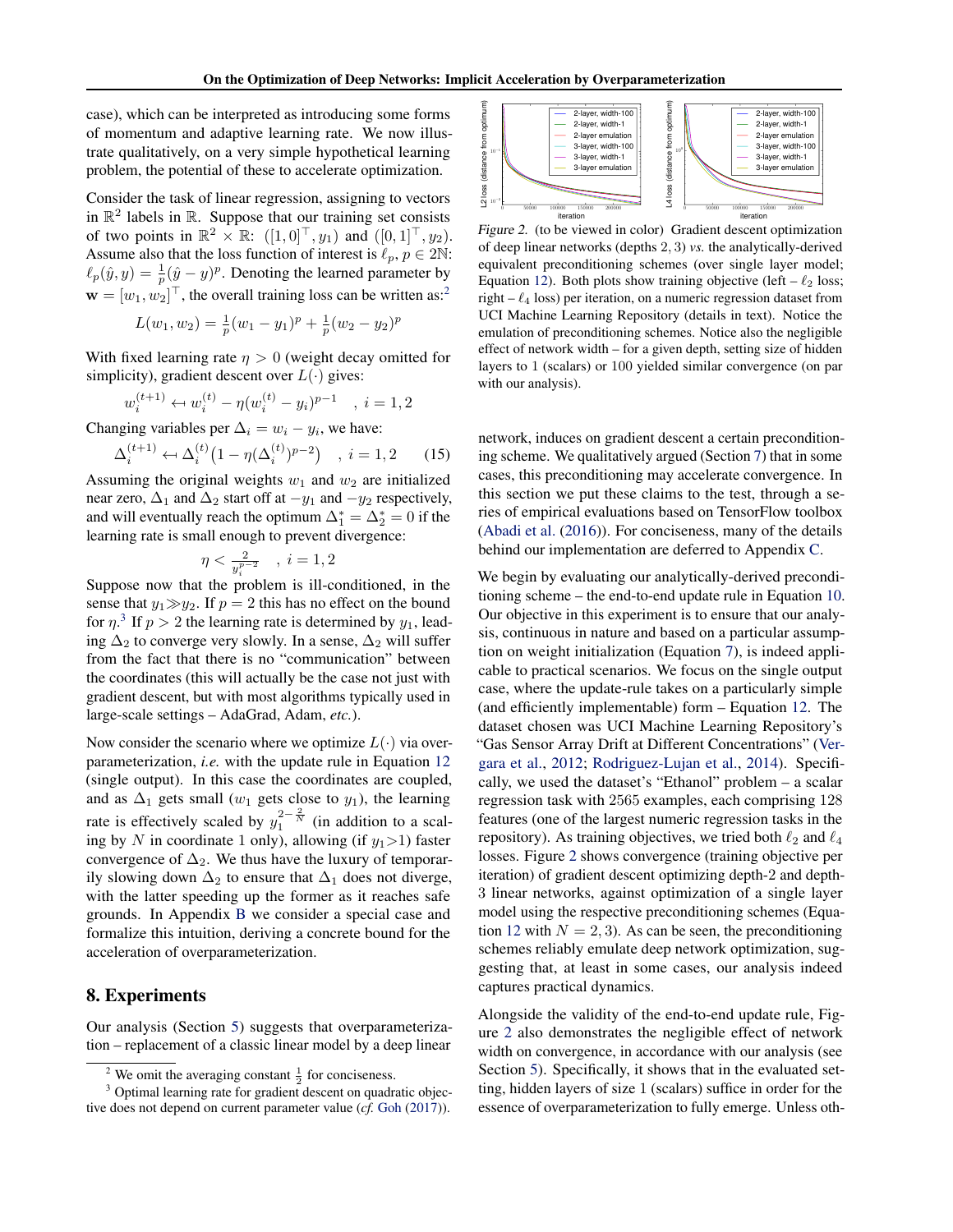case), which can be interpreted as introducing some forms of momentum and adaptive learning rate. We now illustrate qualitatively, on a very simple hypothetical learning problem, the potential of these to accelerate optimization.

Consider the task of linear regression, assigning to vectors in $\mathbb{R}^2$ labels in $\mathbb{R}$. Suppose that our training set consists of two points in $\mathbb{R}^2 \times \mathbb{R}$: $([1,0]^\top, y_1)$ and $([0,1]^\top, y_2)$. Assume also that the loss function of interest is $\ell_p$, $p \in 2\mathbb{N}$: $\ell_p(\hat{y}, y) = \frac{1}{p}(\hat{y} - y)^p$. Denoting the learned parameter by $\mathbf{w} = [w_1, w_2]^\top$, the overall training loss can be written as:[2]

$$L(w_1, w_2) = \tfrac{1}{p}(w_1 - y_1)^p + \tfrac{1}{p}(w_2 - y_2)^p$$

With fixed learning rate $\eta > 0$ (weight decay omitted for simplicity), gradient descent over $L(\cdot)$ gives:

$$w_i^{(t+1)} \leftarrow w_i^{(t)} - \eta(w_i^{(t)} - y_i)^{p-1} \quad , \, i = 1, 2$$

Changing variables per $\Delta_i = w_i - y_i$, we have:

$$\Delta_i^{(t+1)} \leftarrow \Delta_i^{(t)}\big(1 - \eta(\Delta_i^{(t)})^{p-2}\big) \quad , \, i = 1, 2 \qquad (15)$$

Assuming the original weights $w_1$ and $w_2$ are initialized near zero, $\Delta_1$ and $\Delta_2$ start off at $-y_1$ and $-y_2$ respectively, and will eventually reach the optimum $\Delta_1^* = \Delta_2^* = 0$ if the learning rate is small enough to prevent divergence:

$$\eta < \tfrac{2}{y_i^{p-2}} \quad , \, i = 1, 2$$

Suppose now that the problem is ill-conditioned, in the sense that $y_1 \gg y_2$. If $p = 2$ this has no effect on the bound for $\eta$.[3] If $p > 2$ the learning rate is determined by $y_1$, leading $\Delta_2$ to converge very slowly. In a sense, $\Delta_2$ will suffer from the fact that there is no "communication" between the coordinates (this will actually be the case not just with gradient descent, but with most algorithms typically used in large-scale settings – AdaGrad, Adam, *etc.*).

Now consider the scenario where we optimize $L(\cdot)$ via overparameterization, *i.e.* with the update rule in Equation 12 (single output). In this case the coordinates are coupled, and as $\Delta_1$ gets small ($w_1$ gets close to $y_1$), the learning rate is effectively scaled by $y_1^{2-\frac{2}{N}}$ (in addition to a scaling by $N$ in coordinate 1 only), allowing (if $y_1{>}1$) faster convergence of $\Delta_2$. We thus have the luxury of temporarily slowing down $\Delta_2$ to ensure that $\Delta_1$ does not diverge, with the latter speeding up the former as it reaches safe grounds. In Appendix B we consider a special case and formalize this intuition, deriving a concrete bound for the acceleration of overparameterization.

## 8. Experiments

Our analysis (Section 5) suggests that overparameterization – replacement of a classic linear model by a deep linear network, induces on gradient descent a certain preconditioning scheme. We qualitatively argued (Section 7) that in some cases, this preconditioning may accelerate convergence. In this section we put these claims to the test, through a series of empirical evaluations based on TensorFlow toolbox (Abadi et al. (2016)). For conciseness, many of the details behind our implementation are deferred to Appendix C.

Figure 2. (to be viewed in color) Gradient descent optimization of deep linear networks (depths 2, 3) *vs.* the analytically-derived equivalent preconditioning schemes (over single layer model; Equation 12). Both plots show training objective (left – $\ell_2$ loss; right – $\ell_4$ loss) per iteration, on a numeric regression dataset from UCI Machine Learning Repository (details in text). Notice the emulation of preconditioning schemes. Notice also the negligible effect of network width – for a given depth, setting size of hidden layers to 1 (scalars) or 100 yielded similar convergence (on par with our analysis).

We begin by evaluating our analytically-derived preconditioning scheme – the end-to-end update rule in Equation 10. Our objective in this experiment is to ensure that our analysis, continuous in nature and based on a particular assumption on weight initialization (Equation 7), is indeed applicable to practical scenarios. We focus on the single output case, where the update-rule takes on a particularly simple (and efficiently implementable) form – Equation 12. The dataset chosen was UCI Machine Learning Repository's "Gas Sensor Array Drift at Different Concentrations" (Vergara et al., 2012; Rodriguez-Lujan et al., 2014). Specifically, we used the dataset's "Ethanol" problem – a scalar regression task with 2565 examples, each comprising 128 features (one of the largest numeric regression tasks in the repository). As training objectives, we tried both $\ell_2$ and $\ell_4$ losses. Figure 2 shows convergence (training objective per iteration) of gradient descent optimizing depth-2 and depth-3 linear networks, against optimization of a single layer model using the respective preconditioning schemes (Equation 12 with $N = 2, 3$). As can be seen, the preconditioning schemes reliably emulate deep network optimization, suggesting that, at least in some cases, our analysis indeed captures practical dynamics.

Alongside the validity of the end-to-end update rule, Figure 2 also demonstrates the negligible effect of network width on convergence, in accordance with our analysis (see Section 5). Specifically, it shows that in the evaluated setting, hidden layers of size 1 (scalars) suffice in order for the essence of overparameterization to fully emerge. Unless oth-

[2] We omit the averaging constant $\frac{1}{2}$ for conciseness.

[3] Optimal learning rate for gradient descent on quadratic objective does not depend on current parameter value (*cf.* Goh (2017)).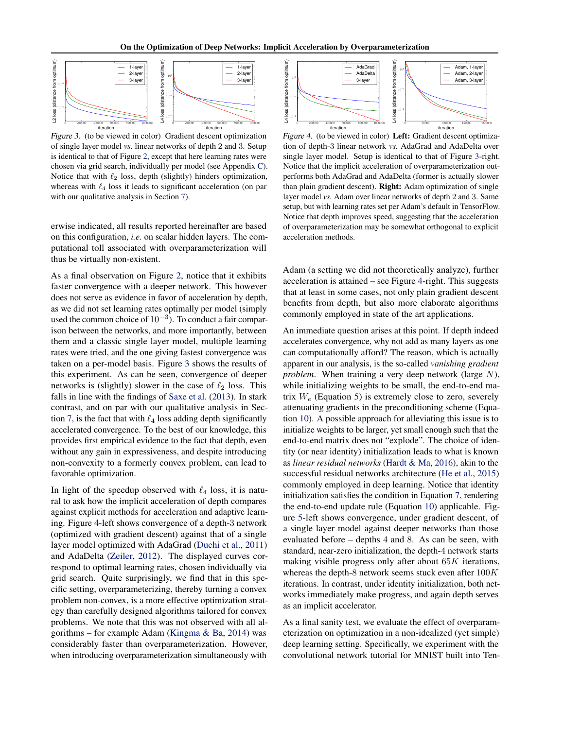*Figure 3.* (to be viewed in color) Gradient descent optimization of single layer model *vs.* linear networks of depth 2 and 3. Setup is identical to that of Figure 2, except that here learning rates were chosen via grid search, individually per model (see Appendix C). Notice that with $\ell_2$ loss, depth (slightly) hinders optimization, whereas with $\ell_4$ loss it leads to significant acceleration (on par with our qualitative analysis in Section 7).

*Figure 4.* (to be viewed in color) **Left:** Gradient descent optimization of depth-3 linear network *vs.* AdaGrad and AdaDelta over single layer model. Setup is identical to that of Figure 3-right. Notice that the implicit acceleration of overparameterization outperforms both AdaGrad and AdaDelta (former is actually slower than plain gradient descent). **Right:** Adam optimization of single layer model *vs.* Adam over linear networks of depth 2 and 3. Same setup, but with learning rates set per Adam's default in TensorFlow. Notice that depth improves speed, suggesting that the acceleration of overparameterization may be somewhat orthogonal to explicit acceleration methods.

erwise indicated, all results reported hereinafter are based on this configuration, *i.e.* on scalar hidden layers. The computational toll associated with overparameterization will thus be virtually non-existent.

As a final observation on Figure 2, notice that it exhibits faster convergence with a deeper network. This however does not serve as evidence in favor of acceleration by depth, as we did not set learning rates optimally per model (simply used the common choice of $10^{-3}$). To conduct a fair comparison between the networks, and more importantly, between them and a classic single layer model, multiple learning rates were tried, and the one giving fastest convergence was taken on a per-model basis. Figure 3 shows the results of this experiment. As can be seen, convergence of deeper networks is (slightly) slower in the case of $\ell_2$ loss. This falls in line with the findings of Saxe et al. (2013). In stark contrast, and on par with our qualitative analysis in Section 7, is the fact that with $\ell_4$ loss adding depth significantly accelerated convergence. To the best of our knowledge, this provides first empirical evidence to the fact that depth, even without any gain in expressiveness, and despite introducing non-convexity to a formerly convex problem, can lead to favorable optimization.

In light of the speedup observed with $\ell_4$ loss, it is natural to ask how the implicit acceleration of depth compares against explicit methods for acceleration and adaptive learning. Figure 4-left shows convergence of a depth-3 network (optimized with gradient descent) against that of a single layer model optimized with AdaGrad (Duchi et al., 2011) and AdaDelta (Zeiler, 2012). The displayed curves correspond to optimal learning rates, chosen individually via grid search. Quite surprisingly, we find that in this specific setting, overparameterizing, thereby turning a convex problem non-convex, is a more effective optimization strategy than carefully designed algorithms tailored for convex problems. We note that this was not observed with all algorithms – for example Adam (Kingma & Ba, 2014) was considerably faster than overparameterization. However, when introducing overparameterization simultaneously with Adam (a setting we did not theoretically analyze), further acceleration is attained – see Figure 4-right. This suggests that at least in some cases, not only plain gradient descent benefits from depth, but also more elaborate algorithms commonly employed in state of the art applications.

An immediate question arises at this point. If depth indeed accelerates convergence, why not add as many layers as one can computationally afford? The reason, which is actually apparent in our analysis, is the so-called *vanishing gradient problem*. When training a very deep network (large $N$), while initializing weights to be small, the end-to-end matrix $W_e$ (Equation 5) is extremely close to zero, severely attenuating gradients in the preconditioning scheme (Equation 10). A possible approach for alleviating this issue is to initialize weights to be larger, yet small enough such that the end-to-end matrix does not "explode". The choice of identity (or near identity) initialization leads to what is known as *linear residual networks* (Hardt & Ma, 2016), akin to the successful residual networks architecture (He et al., 2015) commonly employed in deep learning. Notice that identity initialization satisfies the condition in Equation 7, rendering the end-to-end update rule (Equation 10) applicable. Figure 5-left shows convergence, under gradient descent, of a single layer model against deeper networks than those evaluated before – depths 4 and 8. As can be seen, with standard, near-zero initialization, the depth-4 network starts making visible progress only after about $65K$ iterations, whereas the depth-8 network seems stuck even after $100K$ iterations. In contrast, under identity initialization, both networks immediately make progress, and again depth serves as an implicit accelerator.

As a final sanity test, we evaluate the effect of overparameterization on optimization in a non-idealized (yet simple) deep learning setting. Specifically, we experiment with the convolutional network tutorial for MNIST built into Ten-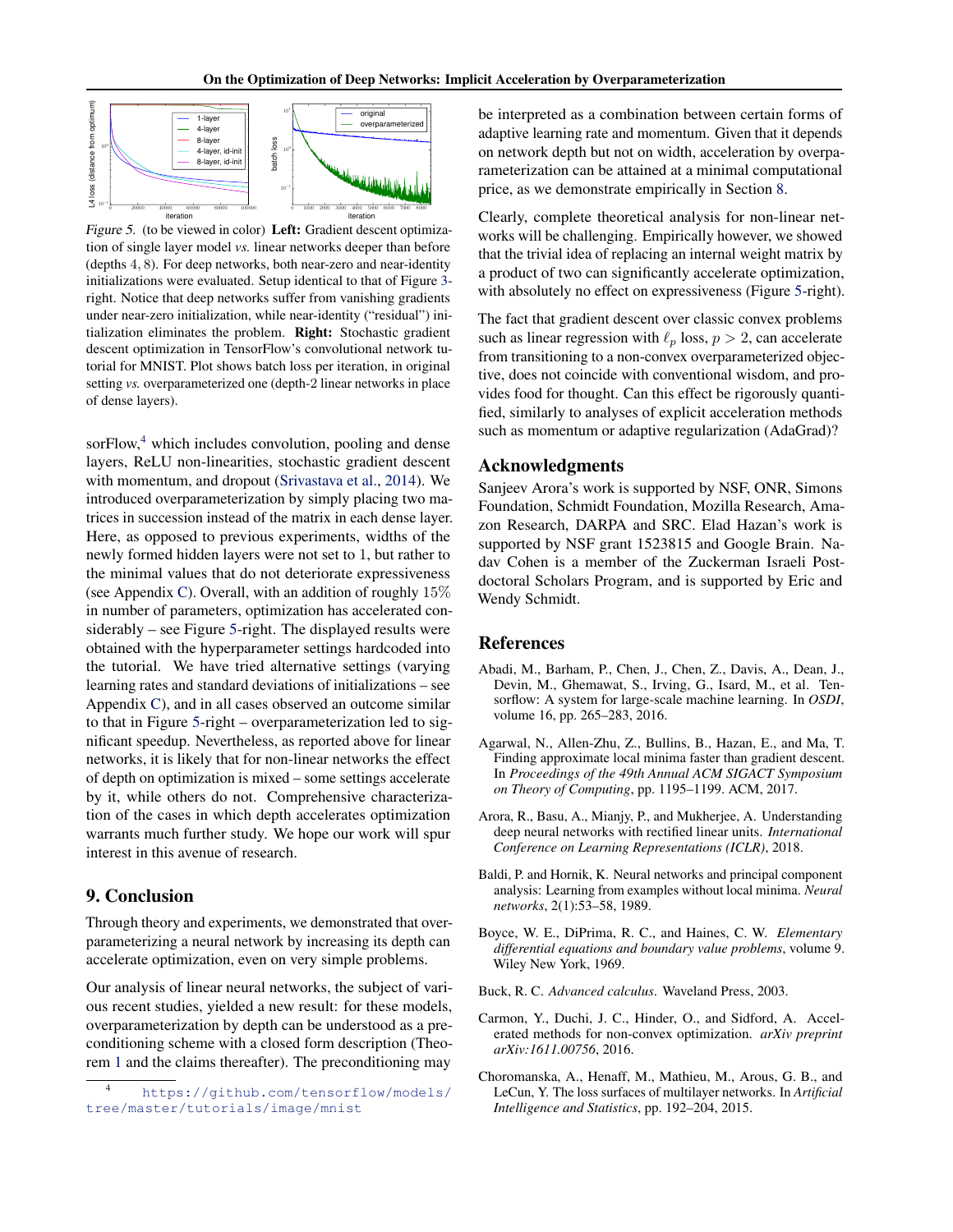Figure 5. (to be viewed in color) **Left:** Gradient descent optimization of single layer model *vs.* linear networks deeper than before (depths $4, 8$). For deep networks, both near-zero and near-identity initializations were evaluated. Setup identical to that of Figure 3-right. Notice that deep networks suffer from vanishing gradients under near-zero initialization, while near-identity ("residual") initialization eliminates the problem. **Right:** Stochastic gradient descent optimization in TensorFlow's convolutional network tutorial for MNIST. Plot shows batch loss per iteration, in original setting *vs.* overparameterized one (depth-2 linear networks in place of dense layers).

sorFlow,[4] which includes convolution, pooling and dense layers, ReLU non-linearities, stochastic gradient descent with momentum, and dropout (Srivastava et al., 2014). We introduced overparameterization by simply placing two matrices in succession instead of the matrix in each dense layer. Here, as opposed to previous experiments, widths of the newly formed hidden layers were not set to 1, but rather to the minimal values that do not deteriorate expressiveness (see Appendix C). Overall, with an addition of roughly $15\%$ in number of parameters, optimization has accelerated considerably – see Figure 5-right. The displayed results were obtained with the hyperparameter settings hardcoded into the tutorial. We have tried alternative settings (varying learning rates and standard deviations of initializations – see Appendix C), and in all cases observed an outcome similar to that in Figure 5-right – overparameterization led to significant speedup. Nevertheless, as reported above for linear networks, it is likely that for non-linear networks the effect of depth on optimization is mixed – some settings accelerate by it, while others do not. Comprehensive characterization of the cases in which depth accelerates optimization warrants much further study. We hope our work will spur interest in this avenue of research.

## 9. Conclusion

Through theory and experiments, we demonstrated that overparameterizing a neural network by increasing its depth can accelerate optimization, even on very simple problems.

Our analysis of linear neural networks, the subject of various recent studies, yielded a new result: for these models, overparameterization by depth can be understood as a preconditioning scheme with a closed form description (Theorem 1 and the claims thereafter). The preconditioning may be interpreted as a combination between certain forms of adaptive learning rate and momentum. Given that it depends on network depth but not on width, acceleration by overparameterization can be attained at a minimal computational price, as we demonstrate empirically in Section 8.

Clearly, complete theoretical analysis for non-linear networks will be challenging. Empirically however, we showed that the trivial idea of replacing an internal weight matrix by a product of two can significantly accelerate optimization, with absolutely no effect on expressiveness (Figure 5-right).

The fact that gradient descent over classic convex problems such as linear regression with $\ell_p$ loss, $p > 2$, can accelerate from transitioning to a non-convex overparameterized objective, does not coincide with conventional wisdom, and provides food for thought. Can this effect be rigorously quantified, similarly to analyses of explicit acceleration methods such as momentum or adaptive regularization (AdaGrad)?

## Acknowledgments

Sanjeev Arora's work is supported by NSF, ONR, Simons Foundation, Schmidt Foundation, Mozilla Research, Amazon Research, DARPA and SRC. Elad Hazan's work is supported by NSF grant 1523815 and Google Brain. Nadav Cohen is a member of the Zuckerman Israeli Postdoctoral Scholars Program, and is supported by Eric and Wendy Schmidt.

## References

Abadi, M., Barham, P., Chen, J., Chen, Z., Davis, A., Dean, J., Devin, M., Ghemawat, S., Irving, G., Isard, M., et al. Tensorflow: A system for large-scale machine learning. In *OSDI*, volume 16, pp. 265–283, 2016.

Agarwal, N., Allen-Zhu, Z., Bullins, B., Hazan, E., and Ma, T. Finding approximate local minima faster than gradient descent. In *Proceedings of the 49th Annual ACM SIGACT Symposium on Theory of Computing*, pp. 1195–1199. ACM, 2017.

Arora, R., Basu, A., Mianjy, P., and Mukherjee, A. Understanding deep neural networks with rectified linear units. *International Conference on Learning Representations (ICLR)*, 2018.

Baldi, P. and Hornik, K. Neural networks and principal component analysis: Learning from examples without local minima. *Neural networks*, 2(1):53–58, 1989.

Boyce, W. E., DiPrima, R. C., and Haines, C. W. *Elementary differential equations and boundary value problems*, volume 9. Wiley New York, 1969.

Buck, R. C. *Advanced calculus*. Waveland Press, 2003.

Carmon, Y., Duchi, J. C., Hinder, O., and Sidford, A. Accelerated methods for non-convex optimization. *arXiv preprint arXiv:1611.00756*, 2016.

Choromanska, A., Henaff, M., Mathieu, M., Arous, G. B., and LeCun, Y. The loss surfaces of multilayer networks. In *Artificial Intelligence and Statistics*, pp. 192–204, 2015.

[4] https://github.com/tensorflow/models/tree/master/tutorials/image/mnist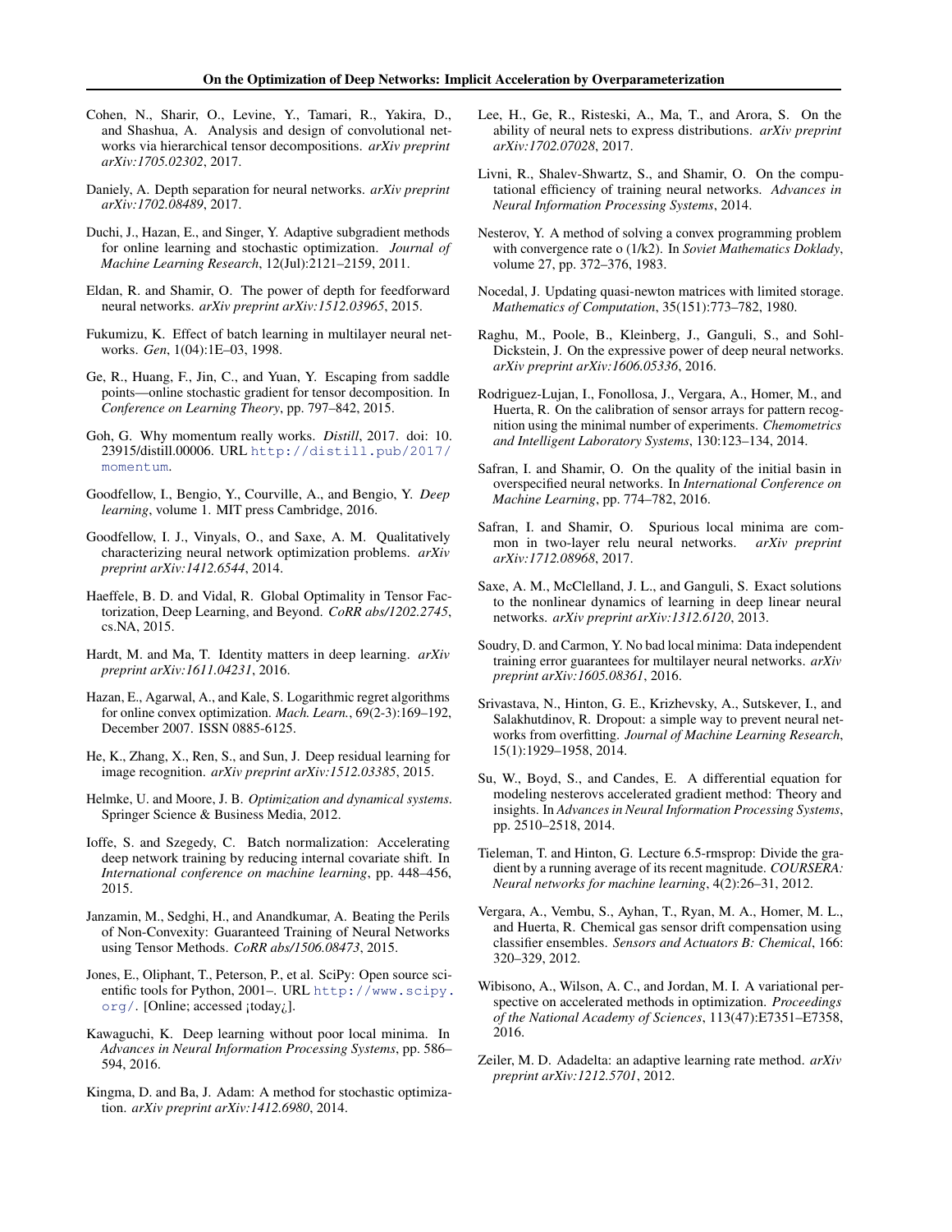Cohen, N., Sharir, O., Levine, Y., Tamari, R., Yakira, D., and Shashua, A. Analysis and design of convolutional networks via hierarchical tensor decompositions. *arXiv preprint arXiv:1705.02302*, 2017.

Daniely, A. Depth separation for neural networks. *arXiv preprint arXiv:1702.08489*, 2017.

Duchi, J., Hazan, E., and Singer, Y. Adaptive subgradient methods for online learning and stochastic optimization. *Journal of Machine Learning Research*, 12(Jul):2121–2159, 2011.

Eldan, R. and Shamir, O. The power of depth for feedforward neural networks. *arXiv preprint arXiv:1512.03965*, 2015.

Fukumizu, K. Effect of batch learning in multilayer neural networks. *Gen*, 1(04):1E–03, 1998.

Ge, R., Huang, F., Jin, C., and Yuan, Y. Escaping from saddle points—online stochastic gradient for tensor decomposition. In *Conference on Learning Theory*, pp. 797–842, 2015.

Goh, G. Why momentum really works. *Distill*, 2017. doi: 10.23915/distill.00006. URL http://distill.pub/2017/momentum.

Goodfellow, I., Bengio, Y., Courville, A., and Bengio, Y. *Deep learning*, volume 1. MIT press Cambridge, 2016.

Goodfellow, I. J., Vinyals, O., and Saxe, A. M. Qualitatively characterizing neural network optimization problems. *arXiv preprint arXiv:1412.6544*, 2014.

Haeffele, B. D. and Vidal, R. Global Optimality in Tensor Factorization, Deep Learning, and Beyond. *CoRR abs/1202.2745*, cs.NA, 2015.

Hardt, M. and Ma, T. Identity matters in deep learning. *arXiv preprint arXiv:1611.04231*, 2016.

Hazan, E., Agarwal, A., and Kale, S. Logarithmic regret algorithms for online convex optimization. *Mach. Learn.*, 69(2-3):169–192, December 2007. ISSN 0885-6125.

He, K., Zhang, X., Ren, S., and Sun, J. Deep residual learning for image recognition. *arXiv preprint arXiv:1512.03385*, 2015.

Helmke, U. and Moore, J. B. *Optimization and dynamical systems*. Springer Science & Business Media, 2012.

Ioffe, S. and Szegedy, C. Batch normalization: Accelerating deep network training by reducing internal covariate shift. In *International conference on machine learning*, pp. 448–456, 2015.

Janzamin, M., Sedghi, H., and Anandkumar, A. Beating the Perils of Non-Convexity: Guaranteed Training of Neural Networks using Tensor Methods. *CoRR abs/1506.08473*, 2015.

Jones, E., Oliphant, T., Peterson, P., et al. SciPy: Open source scientific tools for Python, 2001–. URL http://www.scipy.org/. [Online; accessed ¡today¿].

Kawaguchi, K. Deep learning without poor local minima. In *Advances in Neural Information Processing Systems*, pp. 586–594, 2016.

Kingma, D. and Ba, J. Adam: A method for stochastic optimization. *arXiv preprint arXiv:1412.6980*, 2014.

Lee, H., Ge, R., Risteski, A., Ma, T., and Arora, S. On the ability of neural nets to express distributions. *arXiv preprint arXiv:1702.07028*, 2017.

Livni, R., Shalev-Shwartz, S., and Shamir, O. On the computational efficiency of training neural networks. *Advances in Neural Information Processing Systems*, 2014.

Nesterov, Y. A method of solving a convex programming problem with convergence rate o (1/k2). In *Soviet Mathematics Doklady*, volume 27, pp. 372–376, 1983.

Nocedal, J. Updating quasi-newton matrices with limited storage. *Mathematics of Computation*, 35(151):773–782, 1980.

Raghu, M., Poole, B., Kleinberg, J., Ganguli, S., and Sohl-Dickstein, J. On the expressive power of deep neural networks. *arXiv preprint arXiv:1606.05336*, 2016.

Rodriguez-Lujan, I., Fonollosa, J., Vergara, A., Homer, M., and Huerta, R. On the calibration of sensor arrays for pattern recognition using the minimal number of experiments. *Chemometrics and Intelligent Laboratory Systems*, 130:123–134, 2014.

Safran, I. and Shamir, O. On the quality of the initial basin in overspecified neural networks. In *International Conference on Machine Learning*, pp. 774–782, 2016.

Safran, I. and Shamir, O. Spurious local minima are common in two-layer relu neural networks. *arXiv preprint arXiv:1712.08968*, 2017.

Saxe, A. M., McClelland, J. L., and Ganguli, S. Exact solutions to the nonlinear dynamics of learning in deep linear neural networks. *arXiv preprint arXiv:1312.6120*, 2013.

Soudry, D. and Carmon, Y. No bad local minima: Data independent training error guarantees for multilayer neural networks. *arXiv preprint arXiv:1605.08361*, 2016.

Srivastava, N., Hinton, G. E., Krizhevsky, A., Sutskever, I., and Salakhutdinov, R. Dropout: a simple way to prevent neural networks from overfitting. *Journal of Machine Learning Research*, 15(1):1929–1958, 2014.

Su, W., Boyd, S., and Candes, E. A differential equation for modeling nesterovs accelerated gradient method: Theory and insights. In *Advances in Neural Information Processing Systems*, pp. 2510–2518, 2014.

Tieleman, T. and Hinton, G. Lecture 6.5-rmsprop: Divide the gradient by a running average of its recent magnitude. *COURSERA: Neural networks for machine learning*, 4(2):26–31, 2012.

Vergara, A., Vembu, S., Ayhan, T., Ryan, M. A., Homer, M. L., and Huerta, R. Chemical gas sensor drift compensation using classifier ensembles. *Sensors and Actuators B: Chemical*, 166:320–329, 2012.

Wibisono, A., Wilson, A. C., and Jordan, M. I. A variational perspective on accelerated methods in optimization. *Proceedings of the National Academy of Sciences*, 113(47):E7351–E7358, 2016.

Zeiler, M. D. Adadelta: an adaptive learning rate method. *arXiv preprint arXiv:1212.5701*, 2012.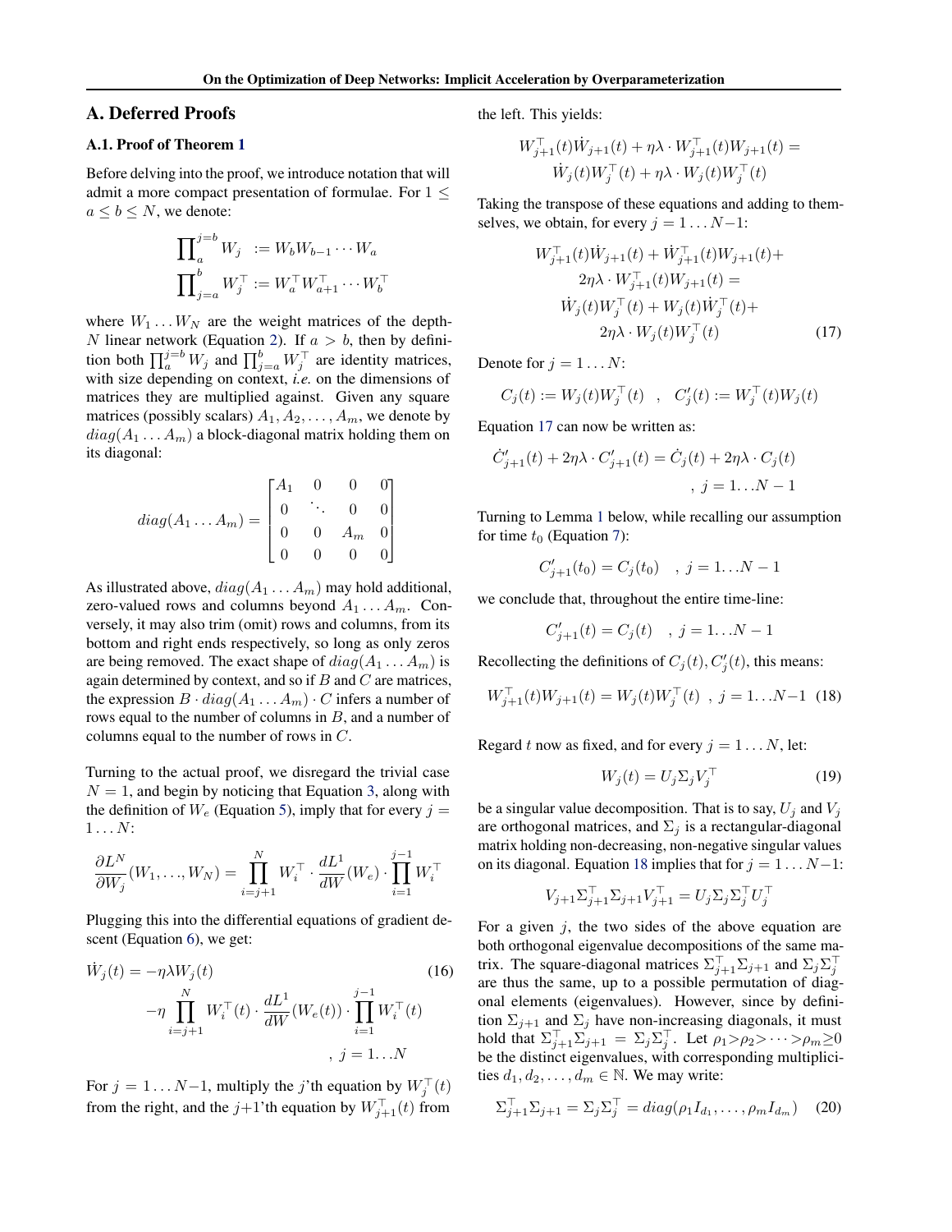## A. Deferred Proofs

### A.1. Proof of Theorem 1

Before delving into the proof, we introduce notation that will admit a more compact presentation of formulae. For $1 \leq a \leq b \leq N$, we denote:

$$\prod\nolimits_{a}^{j=b} W_j \;:= W_b W_{b-1} \cdots W_a$$
$$\prod\nolimits_{j=a}^{b} W_j^\top := W_a^\top W_{a+1}^\top \cdots W_b^\top$$

where $W_1 \ldots W_N$ are the weight matrices of the depth-$N$ linear network (Equation 2). If $a > b$, then by definition both $\prod_a^{j=b} W_j$ and $\prod_{j=a}^{b} W_j^\top$ are identity matrices, with size depending on context, *i.e.* on the dimensions of matrices they are multiplied against. Given any square matrices (possibly scalars) $A_1, A_2, \ldots, A_m$, we denote by $diag(A_1 \ldots A_m)$ a block-diagonal matrix holding them on its diagonal:

$$diag(A_1 \ldots A_m) = \begin{bmatrix} A_1 & 0 & 0 & 0 \\ 0 & \ddots & 0 & 0 \\ 0 & 0 & A_m & 0 \\ 0 & 0 & 0 & 0 \end{bmatrix}$$

As illustrated above, $diag(A_1 \ldots A_m)$ may hold additional, zero-valued rows and columns beyond $A_1 \ldots A_m$. Conversely, it may also trim (omit) rows and columns, from its bottom and right ends respectively, so long as only zeros are being removed. The exact shape of $diag(A_1 \ldots A_m)$ is again determined by context, and so if $B$ and $C$ are matrices, the expression $B \cdot diag(A_1 \ldots A_m) \cdot C$ infers a number of rows equal to the number of columns in $B$, and a number of columns equal to the number of rows in $C$.

Turning to the actual proof, we disregard the trivial case $N = 1$, and begin by noticing that Equation 3, along with the definition of $W_e$ (Equation 5), imply that for every $j = 1 \ldots N$:

$$\frac{\partial L^N}{\partial W_j}(W_1, \ldots, W_N) = \prod_{i=j+1}^{N} W_i^\top \cdot \frac{dL^1}{dW}(W_e) \cdot \prod_{i=1}^{j-1} W_i^\top$$

Plugging this into the differential equations of gradient descent (Equation 6), we get:

$$\begin{aligned} \dot{W}_j(t) = &-\eta\lambda W_j(t) \\ &-\eta \prod_{i=j+1}^{N} W_i^\top(t) \cdot \frac{dL^1}{dW}(W_e(t)) \cdot \prod_{i=1}^{j-1} W_i^\top(t) \\ &\qquad\qquad , \; j = 1 \ldots N \end{aligned} \tag{16}$$

For $j = 1 \ldots N-1$, multiply the $j$'th equation by $W_j^\top(t)$ from the right, and the $j+1$'th equation by $W_{j+1}^\top(t)$ from the left. This yields:

$$\begin{aligned} W_{j+1}^\top(t)\dot{W}_{j+1}(t) + \eta\lambda \cdot W_{j+1}^\top(t) W_{j+1}(t) = \\ \dot{W}_j(t) W_j^\top(t) + \eta\lambda \cdot W_j(t) W_j^\top(t) \end{aligned}$$

Taking the transpose of these equations and adding to themselves, we obtain, for every $j = 1 \ldots N-1$:

$$\begin{aligned} W_{j+1}^\top(t)\dot{W}_{j+1}(t) + \dot{W}_{j+1}^\top(t) W_{j+1}(t) + \\ 2\eta\lambda \cdot W_{j+1}^\top(t) W_{j+1}(t) = \\ \dot{W}_j(t) W_j^\top(t) + W_j(t)\dot{W}_j^\top(t) + \\ 2\eta\lambda \cdot W_j(t) W_j^\top(t) \end{aligned} \tag{17}$$

Denote for $j = 1 \ldots N$:

$$C_j(t) := W_j(t) W_j^\top(t) \quad , \quad C_j'(t) := W_j^\top(t) W_j(t)$$

Equation 17 can now be written as:

$$\dot{C}_{j+1}'(t) + 2\eta\lambda \cdot C_{j+1}'(t) = \dot{C}_j(t) + 2\eta\lambda \cdot C_j(t) \quad , \; j = 1 \ldots N-1$$

Turning to Lemma 1 below, while recalling our assumption for time $t_0$ (Equation 7):

$$C_{j+1}'(t_0) = C_j(t_0) \quad , \; j = 1 \ldots N-1$$

we conclude that, throughout the entire time-line:

$$C_{j+1}'(t) = C_j(t) \quad , \; j = 1 \ldots N-1$$

Recollecting the definitions of $C_j(t), C_j'(t)$, this means:

$$W_{j+1}^\top(t) W_{j+1}(t) = W_j(t) W_j^\top(t) \;\; , \; j = 1 \ldots N-1 \tag{18}$$

Regard $t$ now as fixed, and for every $j = 1 \ldots N$, let:

$$W_j(t) = U_j \Sigma_j V_j^\top \tag{19}$$

be a singular value decomposition. That is to say, $U_j$ and $V_j$ are orthogonal matrices, and $\Sigma_j$ is a rectangular-diagonal matrix holding non-decreasing, non-negative singular values on its diagonal. Equation 18 implies that for $j = 1 \ldots N-1$:

$$V_{j+1} \Sigma_{j+1}^\top \Sigma_{j+1} V_{j+1}^\top = U_j \Sigma_j \Sigma_j^\top U_j^\top$$

For a given $j$, the two sides of the above equation are both orthogonal eigenvalue decompositions of the same matrix. The square-diagonal matrices $\Sigma_{j+1}^\top \Sigma_{j+1}$ and $\Sigma_j \Sigma_j^\top$ are thus the same, up to a possible permutation of diagonal elements (eigenvalues). However, since by definition $\Sigma_{j+1}$ and $\Sigma_j$ have non-increasing diagonals, it must hold that $\Sigma_{j+1}^\top \Sigma_{j+1} = \Sigma_j \Sigma_j^\top$. Let $\rho_1 > \rho_2 > \cdots > \rho_m \geq 0$ be the distinct eigenvalues, with corresponding multiplicities $d_1, d_2, \ldots, d_m \in \mathbb{N}$. We may write:

$$\Sigma_{j+1}^\top \Sigma_{j+1} = \Sigma_j \Sigma_j^\top = diag(\rho_1 I_{d_1}, \ldots, \rho_m I_{d_m}) \tag{20}$$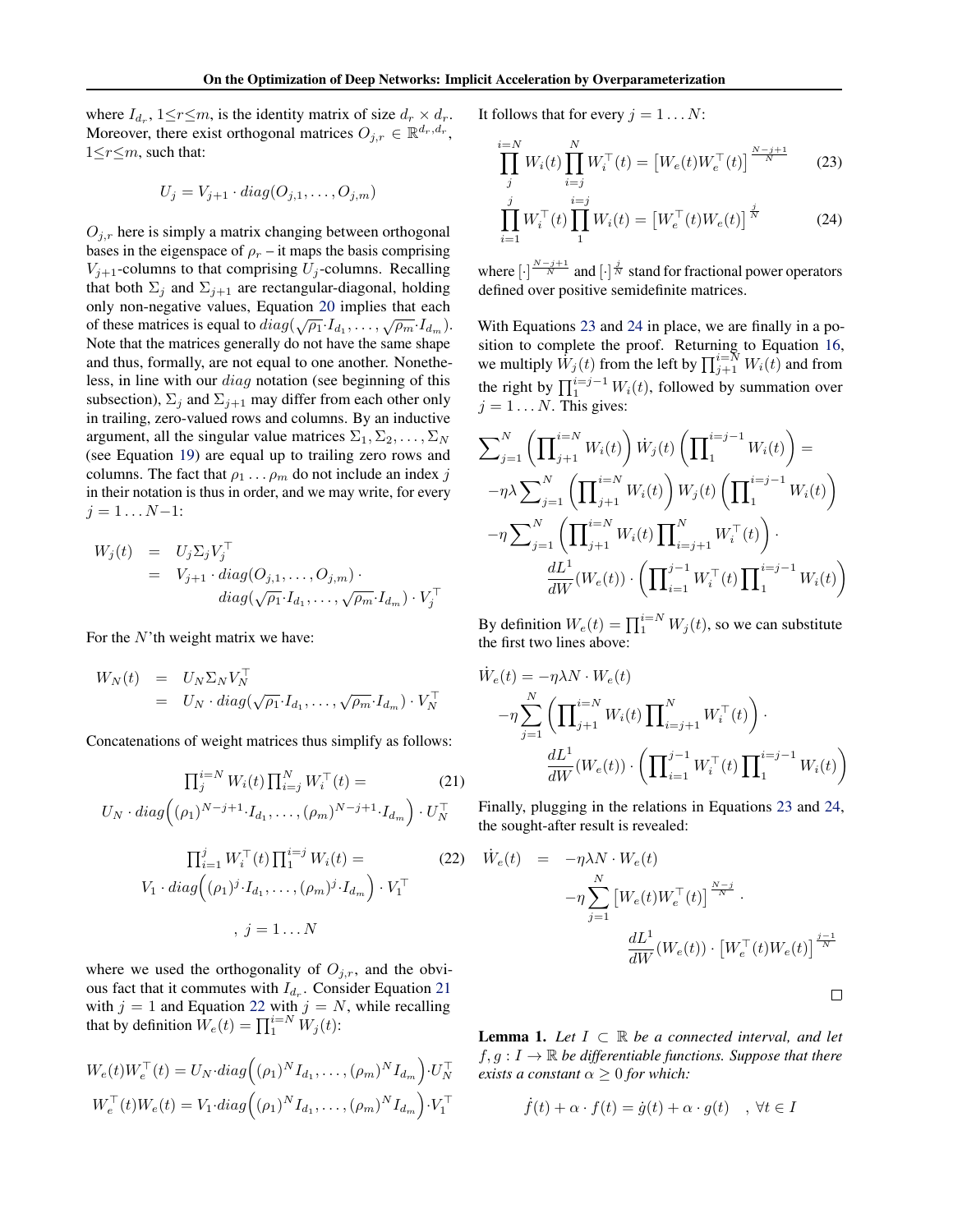where $I_{d_r}$, $1 \leq r \leq m$, is the identity matrix of size $d_r \times d_r$. Moreover, there exist orthogonal matrices $O_{j,r} \in \mathbb{R}^{d_r, d_r}$, $1 \leq r \leq m$, such that:

$$U_j = V_{j+1} \cdot diag(O_{j,1}, \ldots, O_{j,m})$$

$O_{j,r}$ here is simply a matrix changing between orthogonal bases in the eigenspace of $\rho_r$ – it maps the basis comprising $V_{j+1}$-columns to that comprising $U_j$-columns. Recalling that both $\Sigma_j$ and $\Sigma_{j+1}$ are rectangular-diagonal, holding only non-negative values, Equation 20 implies that each of these matrices is equal to $diag(\sqrt{\rho_1} \cdot I_{d_1}, \ldots, \sqrt{\rho_m} \cdot I_{d_m})$. Note that the matrices generally do not have the same shape and thus, formally, are not equal to one another. Nonetheless, in line with our $diag$ notation (see beginning of this subsection), $\Sigma_j$ and $\Sigma_{j+1}$ may differ from each other only in trailing, zero-valued rows and columns. By an inductive argument, all the singular value matrices $\Sigma_1, \Sigma_2, \ldots, \Sigma_N$ (see Equation 19) are equal up to trailing zero rows and columns. The fact that $\rho_1 \ldots \rho_m$ do not include an index $j$ in their notation is thus in order, and we may write, for every $j = 1 \ldots N{-}1$:

$$\begin{aligned} W_j(t) &= U_j \Sigma_j V_j^\top \\ &= V_{j+1} \cdot diag(O_{j,1}, \ldots, O_{j,m}) \cdot \\ &\qquad diag(\sqrt{\rho_1} \cdot I_{d_1}, \ldots, \sqrt{\rho_m} \cdot I_{d_m}) \cdot V_j^\top \end{aligned}$$

For the $N$'th weight matrix we have:

$$\begin{aligned} W_N(t) &= U_N \Sigma_N V_N^\top \\ &= U_N \cdot diag(\sqrt{\rho_1} \cdot I_{d_1}, \ldots, \sqrt{\rho_m} \cdot I_{d_m}) \cdot V_N^\top \end{aligned}$$

Concatenations of weight matrices thus simplify as follows:

$$\prod\nolimits_j^{i=N} W_i(t) \prod\nolimits_{i=j}^{N} W_i^\top(t) = \tag{21}$$
$$U_N \cdot diag\Big((\rho_1)^{N-j+1} \cdot I_{d_1}, \ldots, (\rho_m)^{N-j+1} \cdot I_{d_m}\Big) \cdot U_N^\top$$

$$\prod\nolimits_{i=1}^{j} W_i^\top(t) \prod\nolimits_1^{i=j} W_i(t) = \tag{22}$$
$$V_1 \cdot diag\Big((\rho_1)^{j} \cdot I_{d_1}, \ldots, (\rho_m)^{j} \cdot I_{d_m}\Big) \cdot V_1^\top$$

$$, \; j = 1 \ldots N$$

where we used the orthogonality of $O_{j,r}$, and the obvious fact that it commutes with $I_{d_r}$. Consider Equation 21 with $j = 1$ and Equation 22 with $j = N$, while recalling that by definition $W_e(t) = \prod_1^{i=N} W_j(t)$:

$$W_e(t) W_e^\top(t) = U_N \cdot diag\Big((\rho_1)^N I_{d_1}, \ldots, (\rho_m)^N I_{d_m}\Big) \cdot U_N^\top$$
$$W_e^\top(t) W_e(t) = V_1 \cdot diag\Big((\rho_1)^N I_{d_1}, \ldots, (\rho_m)^N I_{d_m}\Big) \cdot V_1^\top$$

It follows that for every $j = 1 \ldots N$:

$$\prod_{j}^{i=N} W_i(t) \prod_{i=j}^{N} W_i^\top(t) = \left[W_e(t) W_e^\top(t)\right]^{\frac{N-j+1}{N}} \tag{23}$$

$$\prod_{i=1}^{j} W_i^\top(t) \prod_{1}^{i=j} W_i(t) = \left[W_e^\top(t) W_e(t)\right]^{\frac{j}{N}} \tag{24}$$

where $[\cdot]^{\frac{N-j+1}{N}}$ and $[\cdot]^{\frac{j}{N}}$ stand for fractional power operators defined over positive semidefinite matrices.

With Equations 23 and 24 in place, we are finally in a position to complete the proof. Returning to Equation 16, we multiply $\dot{W}_j(t)$ from the left by $\prod_{j+1}^{i=N} W_i(t)$ and from the right by $\prod_1^{i=j-1} W_i(t)$, followed by summation over $j = 1 \ldots N$. This gives:

$$\begin{aligned} &\sum\nolimits_{j=1}^{N} \left(\prod\nolimits_{j+1}^{i=N} W_i(t)\right) \dot{W}_j(t) \left(\prod\nolimits_1^{i=j-1} W_i(t)\right) = \\ &-\eta\lambda \sum\nolimits_{j=1}^{N} \left(\prod\nolimits_{j+1}^{i=N} W_i(t)\right) W_j(t) \left(\prod\nolimits_1^{i=j-1} W_i(t)\right) \\ &-\eta \sum\nolimits_{j=1}^{N} \left(\prod\nolimits_{j+1}^{i=N} W_i(t) \prod\nolimits_{i=j+1}^{N} W_i^\top(t)\right) \cdot \\ &\qquad \frac{dL^1}{dW}(W_e(t)) \cdot \left(\prod\nolimits_{i=1}^{j-1} W_i^\top(t) \prod\nolimits_1^{i=j-1} W_i(t)\right) \end{aligned}$$

By definition $W_e(t) = \prod_1^{i=N} W_j(t)$, so we can substitute the first two lines above:

$$\begin{aligned} \dot{W}_e(t) &= -\eta\lambda N \cdot W_e(t) \\ &-\eta \sum_{j=1}^{N} \left(\prod\nolimits_{j+1}^{i=N} W_i(t) \prod\nolimits_{i=j+1}^{N} W_i^\top(t)\right) \cdot \\ &\qquad \frac{dL^1}{dW}(W_e(t)) \cdot \left(\prod\nolimits_{i=1}^{j-1} W_i^\top(t) \prod\nolimits_1^{i=j-1} W_i(t)\right) \end{aligned}$$

Finally, plugging in the relations in Equations 23 and 24, the sought-after result is revealed:

$$\begin{aligned} \dot{W}_e(t) &= -\eta\lambda N \cdot W_e(t) \\ &\quad -\eta \sum_{j=1}^{N} \left[W_e(t) W_e^\top(t)\right]^{\frac{N-j}{N}} \cdot \\ &\qquad \frac{dL^1}{dW}(W_e(t)) \cdot \left[W_e^\top(t) W_e(t)\right]^{\frac{j-1}{N}} \end{aligned}$$

□

**Lemma 1.** *Let $I \subset \mathbb{R}$ be a connected interval, and let $f, g : I \to \mathbb{R}$ be differentiable functions. Suppose that there exists a constant $\alpha \geq 0$ for which:*

$$\dot{f}(t) + \alpha \cdot f(t) = \dot{g}(t) + \alpha \cdot g(t) \quad , \forall t \in I$$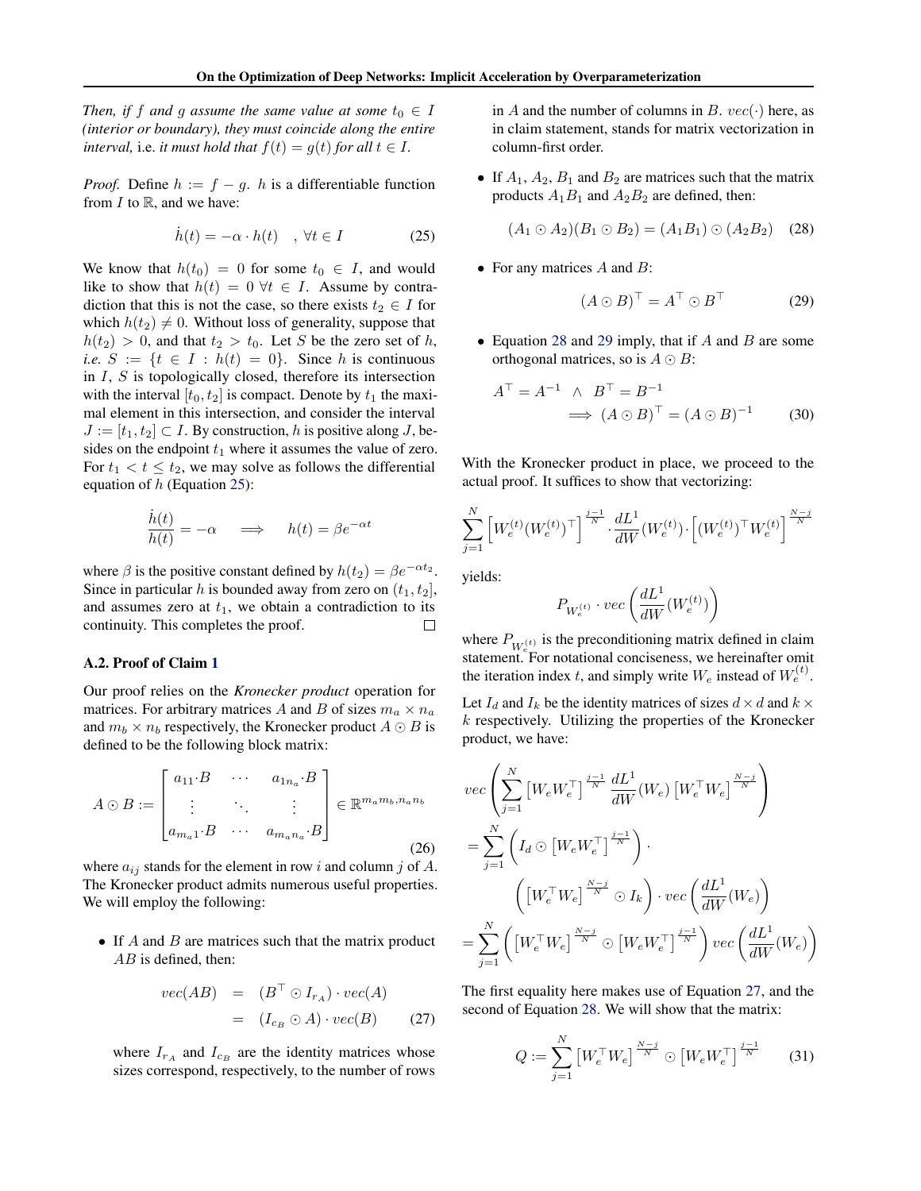*Then, if $f$ and $g$ assume the same value at some $t_0 \in I$ (interior or boundary), they must coincide along the entire interval,* i.e. *it must hold that $f(t) = g(t)$ for all $t \in I$.*

*Proof.* Define $h := f - g$. $h$ is a differentiable function from $I$ to $\mathbb{R}$, and we have:

$$\dot{h}(t) = -\alpha \cdot h(t) \quad , \forall t \in I \tag{25}$$

We know that $h(t_0) = 0$ for some $t_0 \in I$, and would like to show that $h(t) = 0 \; \forall t \in I$. Assume by contradiction that this is not the case, so there exists $t_2 \in I$ for which $h(t_2) \neq 0$. Without loss of generality, suppose that $h(t_2) > 0$, and that $t_2 > t_0$. Let $S$ be the zero set of $h$, *i.e.* $S := \{t \in I : h(t) = 0\}$. Since $h$ is continuous in $I$, $S$ is topologically closed, therefore its intersection with the interval $[t_0, t_2]$ is compact. Denote by $t_1$ the maximal element in this intersection, and consider the interval $J := [t_1, t_2] \subset I$. By construction, $h$ is positive along $J$, besides on the endpoint $t_1$ where it assumes the value of zero. For $t_1 < t \leq t_2$, we may solve as follows the differential equation of $h$ (Equation 25):

$$\frac{\dot{h}(t)}{h(t)} = -\alpha \quad \Longrightarrow \quad h(t) = \beta e^{-\alpha t}$$

where $\beta$ is the positive constant defined by $h(t_2) = \beta e^{-\alpha t_2}$. Since in particular $h$ is bounded away from zero on $(t_1, t_2]$, and assumes zero at $t_1$, we obtain a contradiction to its continuity. This completes the proof. $\square$

### A.2. Proof of Claim 1

Our proof relies on the *Kronecker product* operation for matrices. For arbitrary matrices $A$ and $B$ of sizes $m_a \times n_a$ and $m_b \times n_b$ respectively, the Kronecker product $A \odot B$ is defined to be the following block matrix:

$$A \odot B := \begin{bmatrix} a_{11} \cdot B & \cdots & a_{1n_a} \cdot B \\ \vdots & \ddots & \vdots \\ a_{m_a 1} \cdot B & \cdots & a_{m_a n_a} \cdot B \end{bmatrix} \in \mathbb{R}^{m_a m_b, n_a n_b} \tag{26}$$

where $a_{ij}$ stands for the element in row $i$ and column $j$ of $A$. The Kronecker product admits numerous useful properties. We will employ the following:

- If $A$ and $B$ are matrices such that the matrix product $AB$ is defined, then:

$$\begin{aligned} vec(AB) &= (B^\top \odot I_{r_A}) \cdot vec(A) \\ &= (I_{c_B} \odot A) \cdot vec(B) \end{aligned} \tag{27}$$

  where $I_{r_A}$ and $I_{c_B}$ are the identity matrices whose sizes correspond, respectively, to the number of rows in $A$ and the number of columns in $B$. $vec(\cdot)$ here, as in claim statement, stands for matrix vectorization in column-first order.

- If $A_1$, $A_2$, $B_1$ and $B_2$ are matrices such that the matrix products $A_1 B_1$ and $A_2 B_2$ are defined, then:

$$(A_1 \odot A_2)(B_1 \odot B_2) = (A_1 B_1) \odot (A_2 B_2) \tag{28}$$

- For any matrices $A$ and $B$:

$$(A \odot B)^\top = A^\top \odot B^\top \tag{29}$$

- Equation 28 and 29 imply, that if $A$ and $B$ are some orthogonal matrices, so is $A \odot B$:

$$\begin{aligned} A^\top = A^{-1} \ \wedge \ B^\top = B^{-1} \\ \implies (A \odot B)^\top = (A \odot B)^{-1} \end{aligned} \tag{30}$$

With the Kronecker product in place, we proceed to the actual proof. It suffices to show that vectorizing:

$$\sum_{j=1}^{N} \left[ W_e^{(t)} (W_e^{(t)})^\top \right]^{\frac{j-1}{N}} \cdot \frac{dL^1}{dW}(W_e^{(t)}) \cdot \left[ (W_e^{(t)})^\top W_e^{(t)} \right]^{\frac{N-j}{N}}$$

yields:

$$P_{W_e^{(t)}} \cdot vec\left( \frac{dL^1}{dW}(W_e^{(t)}) \right)$$

where $P_{W_e^{(t)}}$ is the preconditioning matrix defined in claim statement. For notational conciseness, we hereinafter omit the iteration index $t$, and simply write $W_e$ instead of $W_e^{(t)}$.

Let $I_d$ and $I_k$ be the identity matrices of sizes $d \times d$ and $k \times k$ respectively. Utilizing the properties of the Kronecker product, we have:

$$\begin{aligned} & vec\left( \sum_{j=1}^{N} \left[ W_e W_e^\top \right]^{\frac{j-1}{N}} \frac{dL^1}{dW}(W_e) \left[ W_e^\top W_e \right]^{\frac{N-j}{N}} \right) \\ &= \sum_{j=1}^{N} \left( I_d \odot \left[ W_e W_e^\top \right]^{\frac{j-1}{N}} \right) \cdot \\ & \qquad \left( \left[ W_e^\top W_e \right]^{\frac{N-j}{N}} \odot I_k \right) \cdot vec\left( \frac{dL^1}{dW}(W_e) \right) \\ &= \sum_{j=1}^{N} \left( \left[ W_e^\top W_e \right]^{\frac{N-j}{N}} \odot \left[ W_e W_e^\top \right]^{\frac{j-1}{N}} \right) vec\left( \frac{dL^1}{dW}(W_e) \right) \end{aligned}$$

The first equality here makes use of Equation 27, and the second of Equation 28. We will show that the matrix:

$$Q := \sum_{j=1}^{N} \left[ W_e^\top W_e \right]^{\frac{N-j}{N}} \odot \left[ W_e W_e^\top \right]^{\frac{j-1}{N}} \tag{31}$$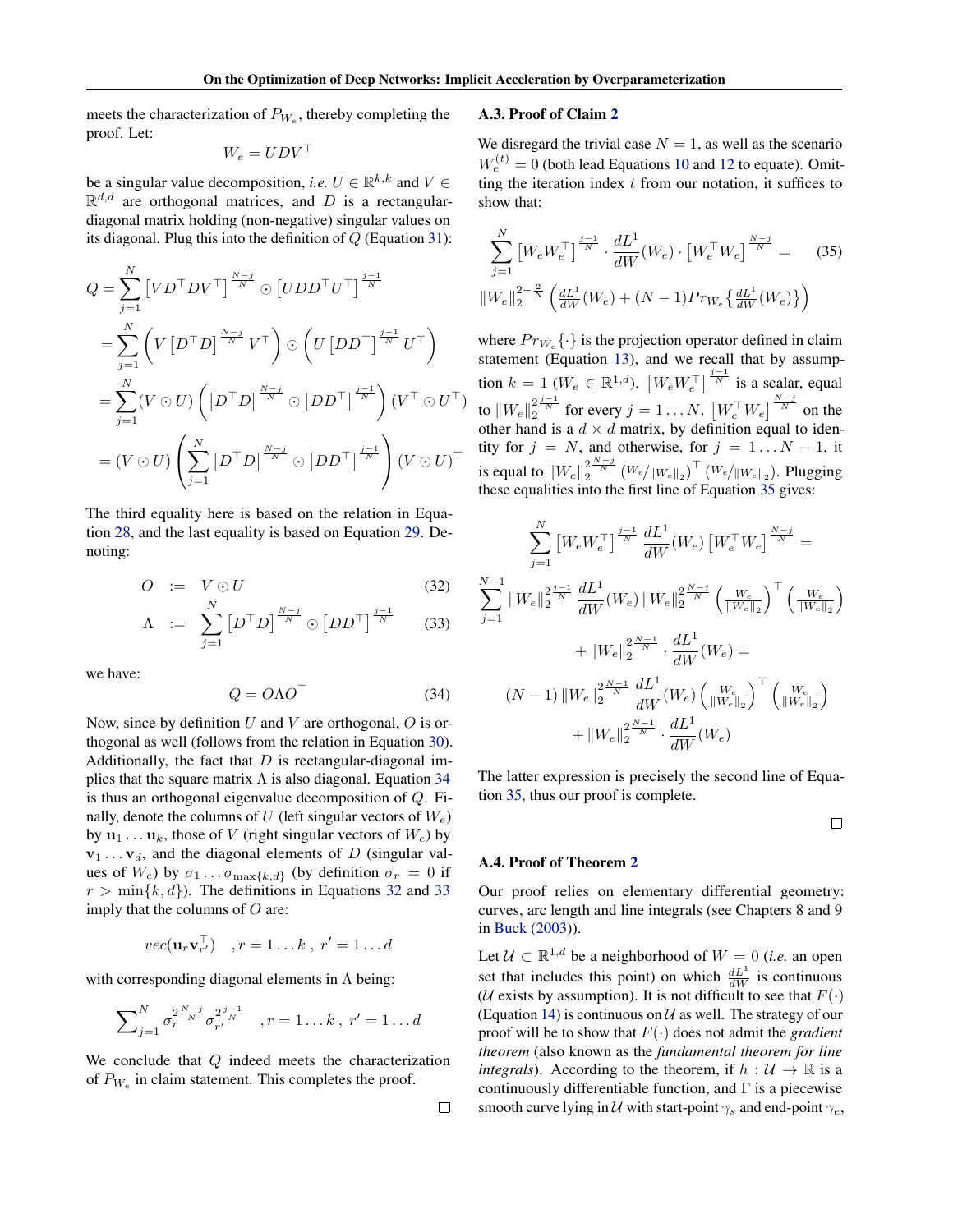meets the characterization of $P_{W_e}$, thereby completing the proof. Let:

$$W_e = UDV^\top$$

be a singular value decomposition, *i.e.* $U \in \mathbb{R}^{k,k}$ and $V \in \mathbb{R}^{d,d}$ are orthogonal matrices, and $D$ is a rectangular-diagonal matrix holding (non-negative) singular values on its diagonal. Plug this into the definition of $Q$ (Equation 31):

$$\begin{aligned}
Q &= \sum_{j=1}^{N} \left[VD^\top DV^\top\right]^{\frac{N-j}{N}} \odot \left[UDD^\top U^\top\right]^{\frac{j-1}{N}} \\
&= \sum_{j=1}^{N} \left(V\left[D^\top D\right]^{\frac{N-j}{N}} V^\top\right) \odot \left(U\left[DD^\top\right]^{\frac{j-1}{N}} U^\top\right) \\
&= \sum_{j=1}^{N} (V \odot U) \left(\left[D^\top D\right]^{\frac{N-j}{N}} \odot \left[DD^\top\right]^{\frac{j-1}{N}}\right) (V^\top \odot U^\top) \\
&= (V \odot U) \left(\sum_{j=1}^{N} \left[D^\top D\right]^{\frac{N-j}{N}} \odot \left[DD^\top\right]^{\frac{j-1}{N}}\right) (V \odot U)^\top
\end{aligned}$$

The third equality here is based on the relation in Equation 28, and the last equality is based on Equation 29. Denoting:

$$O \ := \ V \odot U \tag{32}$$

$$\Lambda \ := \ \sum_{j=1}^{N} \left[D^\top D\right]^{\frac{N-j}{N}} \odot \left[DD^\top\right]^{\frac{j-1}{N}} \tag{33}$$

we have:

$$Q = O \Lambda O^\top \tag{34}$$

Now, since by definition $U$ and $V$ are orthogonal, $O$ is orthogonal as well (follows from the relation in Equation 30). Additionally, the fact that $D$ is rectangular-diagonal implies that the square matrix $\Lambda$ is also diagonal. Equation 34 is thus an orthogonal eigenvalue decomposition of $Q$. Finally, denote the columns of $U$ (left singular vectors of $W_e$) by $\mathbf{u}_1 \ldots \mathbf{u}_k$, those of $V$ (right singular vectors of $W_e$) by $\mathbf{v}_1 \ldots \mathbf{v}_d$, and the diagonal elements of $D$ (singular values of $W_e$) by $\sigma_1 \ldots \sigma_{\max\{k,d\}}$ (by definition $\sigma_r = 0$ if $r > \min\{k,d\}$). The definitions in Equations 32 and 33 imply that the columns of $O$ are:

$$vec(\mathbf{u}_r \mathbf{v}_{r'}^\top) \quad , r = 1 \ldots k \ , \ r' = 1 \ldots d$$

with corresponding diagonal elements in $\Lambda$ being:

$$\textstyle\sum_{j=1}^{N} \sigma_r^{2\frac{N-j}{N}} \sigma_{r'}^{2\frac{j-1}{N}} \quad , r = 1 \ldots k \ , \ r' = 1 \ldots d$$

We conclude that $Q$ indeed meets the characterization of $P_{W_e}$ in claim statement. This completes the proof.

□

### A.3. Proof of Claim 2

We disregard the trivial case $N = 1$, as well as the scenario $W_e^{(t)} = 0$ (both lead Equations 10 and 12 to equate). Omitting the iteration index $t$ from our notation, it suffices to show that:

$$\begin{aligned}
&\sum_{j=1}^{N} \left[W_e W_e^\top\right]^{\frac{j-1}{N}} \cdot \frac{dL^1}{dW}(W_e) \cdot \left[W_e^\top W_e\right]^{\frac{N-j}{N}} = \\
&\|W_e\|_2^{2-\frac{2}{N}} \left(\tfrac{dL^1}{dW}(W_e) + (N-1) Pr_{W_e}\left\{\tfrac{dL^1}{dW}(W_e)\right\}\right)
\end{aligned} \tag{35}$$

where $Pr_{W_e}\{\cdot\}$ is the projection operator defined in claim statement (Equation 13), and we recall that by assumption $k = 1$ ($W_e \in \mathbb{R}^{1,d}$). $\left[W_e W_e^\top\right]^{\frac{j-1}{N}}$ is a scalar, equal to $\|W_e\|_2^{2\frac{j-1}{N}}$ for every $j = 1 \ldots N$. $\left[W_e^\top W_e\right]^{\frac{N-j}{N}}$ on the other hand is a $d \times d$ matrix, by definition equal to identity for $j = N$, and otherwise, for $j = 1 \ldots N-1$, it is equal to $\|W_e\|_2^{2\frac{N-j}{N}} \left(W_e/\|W_e\|_2\right)^\top \left(W_e/\|W_e\|_2\right)$. Plugging these equalities into the first line of Equation 35 gives:

$$\begin{aligned}
&\sum_{j=1}^{N} \left[W_e W_e^\top\right]^{\frac{j-1}{N}} \frac{dL^1}{dW}(W_e) \left[W_e^\top W_e\right]^{\frac{N-j}{N}} = \\
&\sum_{j=1}^{N-1} \|W_e\|_2^{2\frac{j-1}{N}} \frac{dL^1}{dW}(W_e) \|W_e\|_2^{2\frac{N-j}{N}} \left(\tfrac{W_e}{\|W_e\|_2}\right)^\top \left(\tfrac{W_e}{\|W_e\|_2}\right) \\
&\quad + \|W_e\|_2^{2\frac{N-1}{N}} \cdot \frac{dL^1}{dW}(W_e) = \\
&(N-1) \|W_e\|_2^{2\frac{N-1}{N}} \frac{dL^1}{dW}(W_e) \left(\tfrac{W_e}{\|W_e\|_2}\right)^\top \left(\tfrac{W_e}{\|W_e\|_2}\right) \\
&\quad + \|W_e\|_2^{2\frac{N-1}{N}} \cdot \frac{dL^1}{dW}(W_e)
\end{aligned}$$

The latter expression is precisely the second line of Equation 35, thus our proof is complete.

□

### A.4. Proof of Theorem 2

Our proof relies on elementary differential geometry: curves, arc length and line integrals (see Chapters 8 and 9 in Buck (2003)).

Let $\mathcal{U} \subset \mathbb{R}^{1,d}$ be a neighborhood of $W = 0$ (*i.e.* an open set that includes this point) on which $\frac{dL^1}{dW}$ is continuous ($\mathcal{U}$ exists by assumption). It is not difficult to see that $F(\cdot)$ (Equation 14) is continuous on $\mathcal{U}$ as well. The strategy of our proof will be to show that $F(\cdot)$ does not admit the *gradient theorem* (also known as the *fundamental theorem for line integrals*). According to the theorem, if $h : \mathcal{U} \to \mathbb{R}$ is a continuously differentiable function, and $\Gamma$ is a piecewise smooth curve lying in $\mathcal{U}$ with start-point $\gamma_s$ and end-point $\gamma_e$,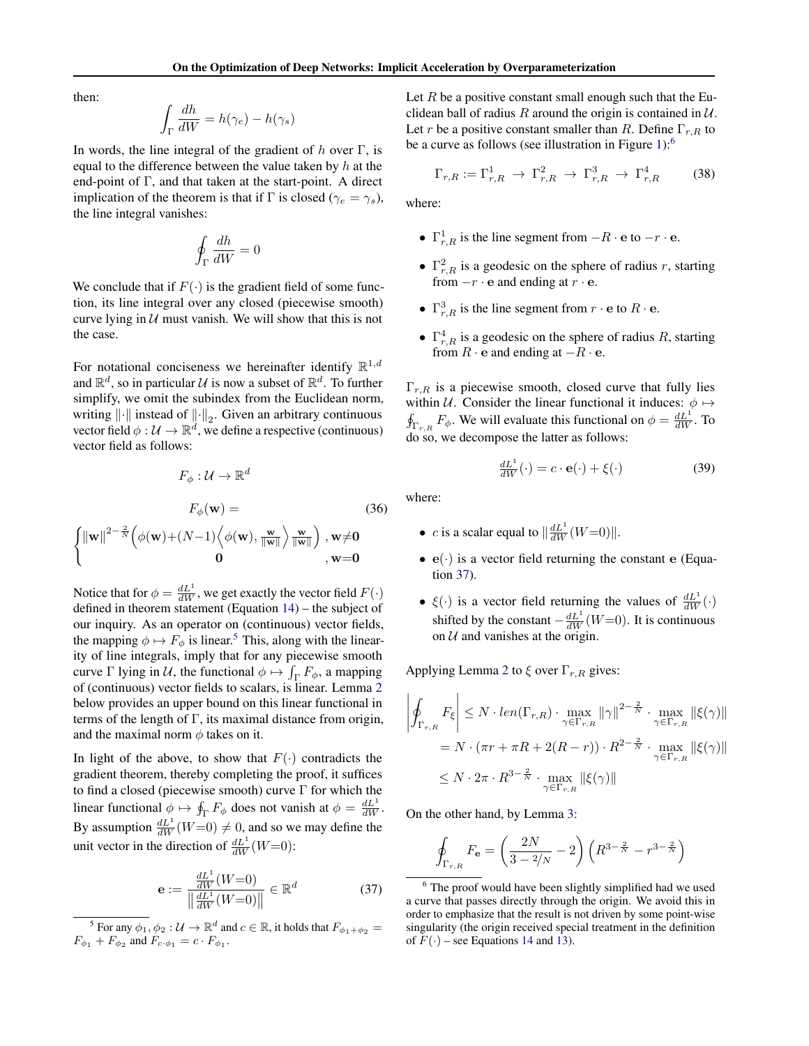then:

$$\int_{\Gamma} \frac{dh}{dW} = h(\gamma_e) - h(\gamma_s)$$

In words, the line integral of the gradient of $h$ over $\Gamma$, is equal to the difference between the value taken by $h$ at the end-point of $\Gamma$, and that taken at the start-point. A direct implication of the theorem is that if $\Gamma$ is closed ($\gamma_e = \gamma_s$), the line integral vanishes:

$$\oint_{\Gamma} \frac{dh}{dW} = 0$$

We conclude that if $F(\cdot)$ is the gradient field of some function, its line integral over any closed (piecewise smooth) curve lying in $\mathcal{U}$ must vanish. We will show that this is not the case.

For notational conciseness we hereinafter identify $\mathbb{R}^{1,d}$ and $\mathbb{R}^d$, so in particular $\mathcal{U}$ is now a subset of $\mathbb{R}^d$. To further simplify, we omit the subindex from the Euclidean norm, writing $\|\cdot\|$ instead of $\|\cdot\|_2$. Given an arbitrary continuous vector field $\phi : \mathcal{U} \to \mathbb{R}^d$, we define a respective (continuous) vector field as follows:

$$F_\phi : \mathcal{U} \to \mathbb{R}^d$$

$$F_\phi(\mathbf{w}) = \tag{36}$$

$$\begin{cases} \|\mathbf{w}\|^{2-\frac{2}{N}} \Big( \phi(\mathbf{w}) + (N-1) \Big\langle \phi(\mathbf{w}), \frac{\mathbf{w}}{\|\mathbf{w}\|} \Big\rangle \frac{\mathbf{w}}{\|\mathbf{w}\|} \Big) & , \mathbf{w} \neq \mathbf{0} \\ \mathbf{0} & , \mathbf{w} = \mathbf{0} \end{cases}$$

Notice that for $\phi = \frac{dL^1}{dW}$, we get exactly the vector field $F(\cdot)$ defined in theorem statement (Equation 14) – the subject of our inquiry. As an operator on (continuous) vector fields, the mapping $\phi \mapsto F_\phi$ is linear.[5] This, along with the linearity of line integrals, imply that for any piecewise smooth curve $\Gamma$ lying in $\mathcal{U}$, the functional $\phi \mapsto \int_\Gamma F_\phi$, a mapping of (continuous) vector fields to scalars, is linear. Lemma 2 below provides an upper bound on this linear functional in terms of the length of $\Gamma$, its maximal distance from origin, and the maximal norm $\phi$ takes on it.

In light of the above, to show that $F(\cdot)$ contradicts the gradient theorem, thereby completing the proof, it suffices to find a closed (piecewise smooth) curve $\Gamma$ for which the linear functional $\phi \mapsto \oint_\Gamma F_\phi$ does not vanish at $\phi = \frac{dL^1}{dW}$. By assumption $\frac{dL^1}{dW}(W{=}0) \neq 0$, and so we may define the unit vector in the direction of $\frac{dL^1}{dW}(W{=}0)$:

$$\mathbf{e} := \frac{\frac{dL^1}{dW}(W{=}0)}{\left\| \frac{dL^1}{dW}(W{=}0) \right\|} \in \mathbb{R}^d \tag{37}$$

[5] For any $\phi_1, \phi_2 : \mathcal{U} \to \mathbb{R}^d$ and $c \in \mathbb{R}$, it holds that $F_{\phi_1 + \phi_2} = F_{\phi_1} + F_{\phi_2}$ and $F_{c \cdot \phi_1} = c \cdot F_{\phi_1}$.

Let $R$ be a positive constant small enough such that the Euclidean ball of radius $R$ around the origin is contained in $\mathcal{U}$. Let $r$ be a positive constant smaller than $R$. Define $\Gamma_{r,R}$ to be a curve as follows (see illustration in Figure 1):[6]

$$\Gamma_{r,R} := \Gamma^1_{r,R} \rightarrow \Gamma^2_{r,R} \rightarrow \Gamma^3_{r,R} \rightarrow \Gamma^4_{r,R} \tag{38}$$

where:

- $\Gamma^1_{r,R}$ is the line segment from $-R \cdot \mathbf{e}$ to $-r \cdot \mathbf{e}$.
- $\Gamma^2_{r,R}$ is a geodesic on the sphere of radius $r$, starting from $-r \cdot \mathbf{e}$ and ending at $r \cdot \mathbf{e}$.
- $\Gamma^3_{r,R}$ is the line segment from $r \cdot \mathbf{e}$ to $R \cdot \mathbf{e}$.
- $\Gamma^4_{r,R}$ is a geodesic on the sphere of radius $R$, starting from $R \cdot \mathbf{e}$ and ending at $-R \cdot \mathbf{e}$.

$\Gamma_{r,R}$ is a piecewise smooth, closed curve that fully lies within $\mathcal{U}$. Consider the linear functional it induces: $\phi \mapsto \oint_{\Gamma_{r,R}} F_\phi$. We will evaluate this functional on $\phi = \frac{dL^1}{dW}$. To do so, we decompose the latter as follows:

$$\tfrac{dL^1}{dW}(\cdot) = c \cdot \mathbf{e}(\cdot) + \xi(\cdot) \tag{39}$$

where:

- $c$ is a scalar equal to $\|\frac{dL^1}{dW}(W{=}0)\|$.
- $\mathbf{e}(\cdot)$ is a vector field returning the constant $\mathbf{e}$ (Equation 37).
- $\xi(\cdot)$ is a vector field returning the values of $\frac{dL^1}{dW}(\cdot)$ shifted by the constant $-\frac{dL^1}{dW}(W{=}0)$. It is continuous on $\mathcal{U}$ and vanishes at the origin.

Applying Lemma 2 to $\xi$ over $\Gamma_{r,R}$ gives:

$$\begin{aligned}
\left| \oint_{\Gamma_{r,R}} F_\xi \right| &\leq N \cdot len(\Gamma_{r,R}) \cdot \max_{\gamma \in \Gamma_{r,R}} \|\gamma\|^{2-\frac{2}{N}} \cdot \max_{\gamma \in \Gamma_{r,R}} \|\xi(\gamma)\| \\
&= N \cdot (\pi r + \pi R + 2(R - r)) \cdot R^{2-\frac{2}{N}} \cdot \max_{\gamma \in \Gamma_{r,R}} \|\xi(\gamma)\| \\
&\leq N \cdot 2\pi \cdot R^{3-\frac{2}{N}} \cdot \max_{\gamma \in \Gamma_{r,R}} \|\xi(\gamma)\|
\end{aligned}$$

On the other hand, by Lemma 3:

$$\oint_{\Gamma_{r,R}} F_\mathbf{e} = \left( \frac{2N}{3 - 2/N} - 2 \right) \left( R^{3-\frac{2}{N}} - r^{3-\frac{2}{N}} \right)$$

[6] The proof would have been slightly simplified had we used a curve that passes directly through the origin. We avoid this in order to emphasize that the result is not driven by some point-wise singularity (the origin received special treatment in the definition of $F(\cdot)$ – see Equations 14 and 13).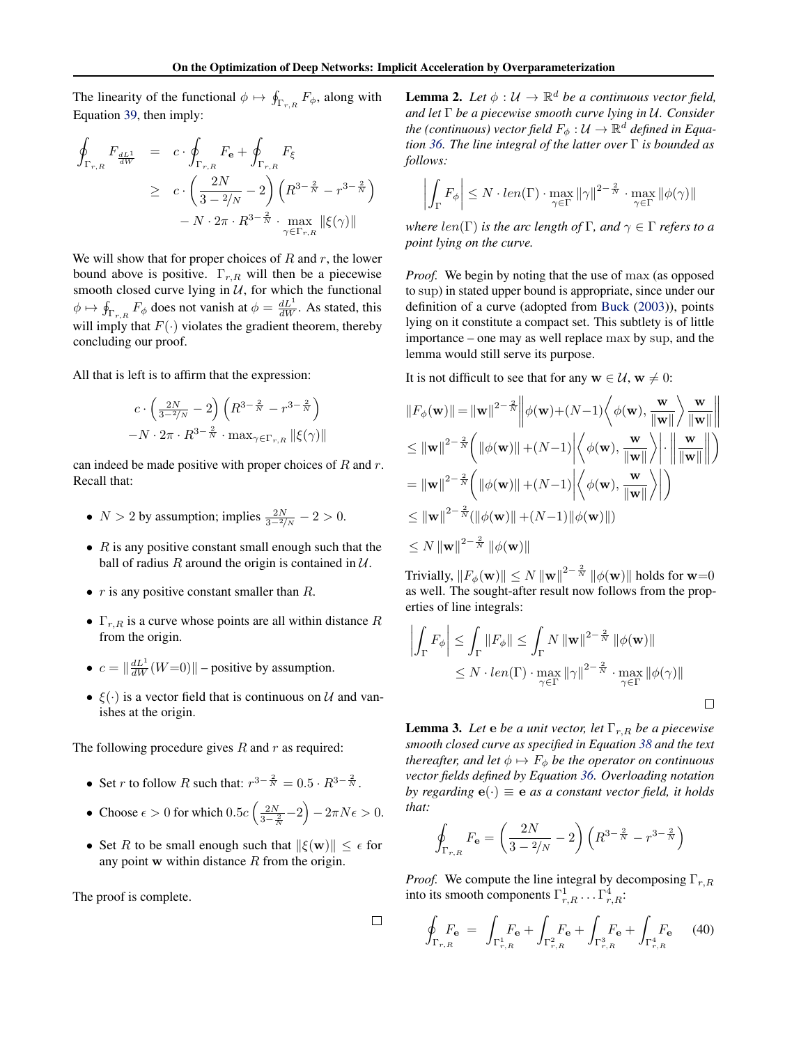The linearity of the functional $\phi \mapsto \oint_{\Gamma_{r,R}} F_\phi$, along with Equation 39, then imply:

$$
\begin{aligned}
\oint_{\Gamma_{r,R}} F_{\frac{dL^1}{dW}} &= c \cdot \oint_{\Gamma_{r,R}} F_{\mathbf{e}} + \oint_{\Gamma_{r,R}} F_\xi \\
&\geq c \cdot \left( \frac{2N}{3 - 2/N} - 2 \right) \left( R^{3-\frac{2}{N}} - r^{3-\frac{2}{N}} \right) \\
&\quad - N \cdot 2\pi \cdot R^{3-\frac{2}{N}} \cdot \max_{\gamma \in \Gamma_{r,R}} \|\xi(\gamma)\|
\end{aligned}
$$

We will show that for proper choices of $R$ and $r$, the lower bound above is positive. $\Gamma_{r,R}$ will then be a piecewise smooth closed curve lying in $\mathcal{U}$, for which the functional $\phi \mapsto \oint_{\Gamma_{r,R}} F_\phi$ does not vanish at $\phi = \frac{dL^1}{dW}$. As stated, this will imply that $F(\cdot)$ violates the gradient theorem, thereby concluding our proof.

All that is left is to affirm that the expression:

$$
c \cdot \left( \tfrac{2N}{3-2/N} - 2 \right) \left( R^{3-\frac{2}{N}} - r^{3-\frac{2}{N}} \right)
$$
$$
-N \cdot 2\pi \cdot R^{3-\frac{2}{N}} \cdot \max_{\gamma \in \Gamma_{r,R}} \|\xi(\gamma)\|
$$

can indeed be made positive with proper choices of $R$ and $r$. Recall that:

- $N > 2$ by assumption; implies $\frac{2N}{3-2/N} - 2 > 0$.
- $R$ is any positive constant small enough such that the ball of radius $R$ around the origin is contained in $\mathcal{U}$.
- $r$ is any positive constant smaller than $R$.
- $\Gamma_{r,R}$ is a curve whose points are all within distance $R$ from the origin.
- $c = \|\frac{dL^1}{dW}(W{=}0)\|$ – positive by assumption.
- $\xi(\cdot)$ is a vector field that is continuous on $\mathcal{U}$ and vanishes at the origin.

The following procedure gives $R$ and $r$ as required:

- Set $r$ to follow $R$ such that: $r^{3-\frac{2}{N}} = 0.5 \cdot R^{3-\frac{2}{N}}$.
- Choose $\epsilon > 0$ for which $0.5c\left(\frac{2N}{3-\frac{2}{N}} - 2\right) - 2\pi N \epsilon > 0$.
- Set $R$ to be small enough such that $\|\xi(\mathbf{w})\| \leq \epsilon$ for any point $\mathbf{w}$ within distance $R$ from the origin.

The proof is complete. $\square$

**Lemma 2.** *Let $\phi : \mathcal{U} \to \mathbb{R}^d$ be a continuous vector field, and let $\Gamma$ be a piecewise smooth curve lying in $\mathcal{U}$. Consider the (continuous) vector field $F_\phi : \mathcal{U} \to \mathbb{R}^d$ defined in Equation 36. The line integral of the latter over $\Gamma$ is bounded as follows:*

$$
\left| \int_\Gamma F_\phi \right| \leq N \cdot len(\Gamma) \cdot \max_{\gamma \in \Gamma} \|\gamma\|^{2-\frac{2}{N}} \cdot \max_{\gamma \in \Gamma} \|\phi(\gamma)\|
$$

*where $len(\Gamma)$ is the arc length of $\Gamma$, and $\gamma \in \Gamma$ refers to a point lying on the curve.*

*Proof.* We begin by noting that the use of max (as opposed to sup) in stated upper bound is appropriate, since under our definition of a curve (adopted from Buck (2003)), points lying on it constitute a compact set. This subtlety is of little importance – one may as well replace max by sup, and the lemma would still serve its purpose.

It is not difficult to see that for any $\mathbf{w} \in \mathcal{U}$, $\mathbf{w} \neq 0$:

$$
\begin{aligned}
&\|F_\phi(\mathbf{w})\| = \|\mathbf{w}\|^{2-\frac{2}{N}} \left\| \phi(\mathbf{w}) + (N-1) \left\langle \phi(\mathbf{w}), \frac{\mathbf{w}}{\|\mathbf{w}\|} \right\rangle \frac{\mathbf{w}}{\|\mathbf{w}\|} \right\| \\
&\leq \|\mathbf{w}\|^{2-\frac{2}{N}} \left( \|\phi(\mathbf{w})\| + (N-1) \left| \left\langle \phi(\mathbf{w}), \frac{\mathbf{w}}{\|\mathbf{w}\|} \right\rangle \right| \cdot \left\| \frac{\mathbf{w}}{\|\mathbf{w}\|} \right\| \right) \\
&= \|\mathbf{w}\|^{2-\frac{2}{N}} \left( \|\phi(\mathbf{w})\| + (N-1) \left| \left\langle \phi(\mathbf{w}), \frac{\mathbf{w}}{\|\mathbf{w}\|} \right\rangle \right| \right) \\
&\leq \|\mathbf{w}\|^{2-\frac{2}{N}} \left( \|\phi(\mathbf{w})\| + (N-1) \|\phi(\mathbf{w})\| \right) \\
&\leq N \|\mathbf{w}\|^{2-\frac{2}{N}} \|\phi(\mathbf{w})\|
\end{aligned}
$$

Trivially, $\|F_\phi(\mathbf{w})\| \leq N \|\mathbf{w}\|^{2-\frac{2}{N}} \|\phi(\mathbf{w})\|$ holds for $\mathbf{w}{=}0$ as well. The sought-after result now follows from the properties of line integrals:

$$
\begin{aligned}
\left| \int_\Gamma F_\phi \right| &\leq \int_\Gamma \|F_\phi\| \leq \int_\Gamma N \|\mathbf{w}\|^{2-\frac{2}{N}} \|\phi(\mathbf{w})\| \\
&\leq N \cdot len(\Gamma) \cdot \max_{\gamma \in \Gamma} \|\gamma\|^{2-\frac{2}{N}} \cdot \max_{\gamma \in \Gamma} \|\phi(\gamma)\|
\end{aligned}
$$

$\square$

**Lemma 3.** *Let $\mathbf{e}$ be a unit vector, let $\Gamma_{r,R}$ be a piecewise smooth closed curve as specified in Equation 38 and the text thereafter, and let $\phi \mapsto F_\phi$ be the operator on continuous vector fields defined by Equation 36. Overloading notation by regarding $\mathbf{e}(\cdot) \equiv \mathbf{e}$ as a constant vector field, it holds that:*

$$
\oint_{\Gamma_{r,R}} F_{\mathbf{e}} = \left( \frac{2N}{3 - 2/N} - 2 \right) \left( R^{3-\frac{2}{N}} - r^{3-\frac{2}{N}} \right)
$$

*Proof.* We compute the line integral by decomposing $\Gamma_{r,R}$ into its smooth components $\Gamma^1_{r,R} \ldots \Gamma^4_{r,R}$:

$$
\oint_{\Gamma_{r,R}} F_{\mathbf{e}} = \int_{\Gamma^1_{r,R}} F_{\mathbf{e}} + \int_{\Gamma^2_{r,R}} F_{\mathbf{e}} + \int_{\Gamma^3_{r,R}} F_{\mathbf{e}} + \int_{\Gamma^4_{r,R}} F_{\mathbf{e}} \qquad (40)
$$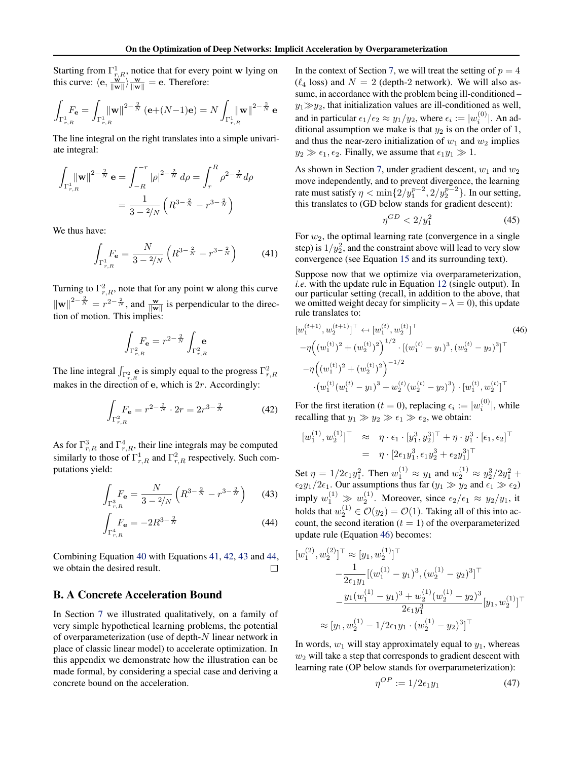Starting from $\Gamma^1_{r,R}$, notice that for every point $\mathbf{w}$ lying on this curve: $\langle \mathbf{e}, \frac{\mathbf{w}}{\|\mathbf{w}\|}\rangle \frac{\mathbf{w}}{\|\mathbf{w}\|} = \mathbf{e}$. Therefore:

$$\int_{\Gamma^1_{r,R}} F_{\mathbf{e}} = \int_{\Gamma^1_{r,R}} \|\mathbf{w}\|^{2-\frac{2}{N}} (\mathbf{e}+(N-1)\mathbf{e}) = N\int_{\Gamma^1_{r,R}} \|\mathbf{w}\|^{2-\frac{2}{N}} \mathbf{e}$$

The line integral on the right translates into a simple univariate integral:

$$\int_{\Gamma^1_{r,R}} \|\mathbf{w}\|^{2-\frac{2}{N}} \mathbf{e} = \int_{-R}^{-r} |\rho|^{2-\frac{2}{N}} d\rho = \int_{r}^{R} \rho^{2-\frac{2}{N}} d\rho$$
$$= \frac{1}{3-{}^2\!/\!_N}\left(R^{3-\frac{2}{N}} - r^{3-\frac{2}{N}}\right)$$

We thus have:

$$\int_{\Gamma^1_{r,R}} F_{\mathbf{e}} = \frac{N}{3-{}^2\!/\!_N}\left(R^{3-\frac{2}{N}} - r^{3-\frac{2}{N}}\right) \tag{41}$$

Turning to $\Gamma^2_{r,R}$, note that for any point $\mathbf{w}$ along this curve $\|\mathbf{w}\|^{2-\frac{2}{N}} = r^{2-\frac{2}{N}}$, and $\frac{\mathbf{w}}{\|\mathbf{w}\|}$ is perpendicular to the direction of motion. This implies:

$$\int_{\Gamma^2_{r,R}} F_{\mathbf{e}} = r^{2-\frac{2}{N}} \int_{\Gamma^2_{r,R}} \mathbf{e}$$

The line integral $\int_{\Gamma^2_{r,R}} \mathbf{e}$ is simply equal to the progress $\Gamma^2_{r,R}$ makes in the direction of $\mathbf{e}$, which is $2r$. Accordingly:

$$\int_{\Gamma^2_{r,R}} F_{\mathbf{e}} = r^{2-\frac{2}{N}} \cdot 2r = 2r^{3-\frac{2}{N}} \tag{42}$$

As for $\Gamma^3_{r,R}$ and $\Gamma^4_{r,R}$, their line integrals may be computed similarly to those of $\Gamma^1_{r,R}$ and $\Gamma^2_{r,R}$ respectively. Such computations yield:

$$\int_{\Gamma^3_{r,R}} F_{\mathbf{e}} = \frac{N}{3-{}^2\!/\!_N}\left(R^{3-\frac{2}{N}} - r^{3-\frac{2}{N}}\right) \tag{43}$$

$$\int_{\Gamma^4_{r,R}} F_{\mathbf{e}} = -2R^{3-\frac{2}{N}} \tag{44}$$

Combining Equation 40 with Equations 41, 42, 43 and 44, we obtain the desired result. $\square$

## B. A Concrete Acceleration Bound

In Section 7 we illustrated qualitatively, on a family of very simple hypothetical learning problems, the potential of overparameterization (use of depth-$N$ linear network in place of classic linear model) to accelerate optimization. In this appendix we demonstrate how the illustration can be made formal, by considering a special case and deriving a concrete bound on the acceleration.

In the context of Section 7, we will treat the setting of $p = 4$ ($\ell_4$ loss) and $N = 2$ (depth-2 network). We will also assume, in accordance with the problem being ill-conditioned – $y_1 \gg y_2$, that initialization values are ill-conditioned as well, and in particular $\epsilon_1/\epsilon_2 \approx y_1/y_2$, where $\epsilon_i := |w_i^{(0)}|$. An additional assumption we make is that $y_2$ is on the order of 1, and thus the near-zero initialization of $w_1$ and $w_2$ implies $y_2 \gg \epsilon_1, \epsilon_2$. Finally, we assume that $\epsilon_1 y_1 \gg 1$.

As shown in Section 7, under gradient descent, $w_1$ and $w_2$ move independently, and to prevent divergence, the learning rate must satisfy $\eta < \min\{2/y_1^{p-2}, 2/y_2^{p-2}\}$. In our setting, this translates to (GD below stands for gradient descent):

$$\eta^{GD} < 2/y_1^2 \tag{45}$$

For $w_2$, the optimal learning rate (convergence in a single step) is $1/y_2^2$, and the constraint above will lead to very slow convergence (see Equation 15 and its surrounding text).

Suppose now that we optimize via overparameterization, *i.e.* with the update rule in Equation 12 (single output). In our particular setting (recall, in addition to the above, that we omitted weight decay for simplicity – $\lambda = 0$), this update rule translates to:

$$\begin{aligned}
&[w_1^{(t+1)}, w_2^{(t+1)}]^\top \leftarrow [w_1^{(t)}, w_2^{(t)}]^\top \\
&-\eta\Big((w_1^{(t)})^2 + (w_2^{(t)})^2\Big)^{1/2} \cdot [(w_1^{(t)} - y_1)^3, (w_2^{(t)} - y_2)^3]^\top \\
&-\eta\Big((w_1^{(t)})^2 + (w_2^{(t)})^2\Big)^{-1/2} \\
&\quad\cdot \Big(w_1^{(t)}(w_1^{(t)} - y_1)^3 + w_2^{(t)}(w_2^{(t)} - y_2)^3\Big) \cdot [w_1^{(t)}, w_2^{(t)}]^\top
\end{aligned} \tag{46}$$

For the first iteration ($t = 0$), replacing $\epsilon_i := |w_i^{(0)}|$, while recalling that $y_1 \gg y_2 \gg \epsilon_1 \gg \epsilon_2$, we obtain:

$$\begin{aligned}
[w_1^{(1)}, w_2^{(1)}]^\top &\approx \eta \cdot \epsilon_1 \cdot [y_1^3, y_2^3]^\top + \eta \cdot y_1^3 \cdot [\epsilon_1, \epsilon_2]^\top \\
&= \eta \cdot [2\epsilon_1 y_1^3, \epsilon_1 y_2^3 + \epsilon_2 y_1^3]^\top
\end{aligned}$$

Set $\eta = 1/2\epsilon_1 y_1^2$. Then $w_1^{(1)} \approx y_1$ and $w_2^{(1)} \approx y_2^3/2y_1^2 + \epsilon_2 y_1/2\epsilon_1$. Our assumptions thus far ($y_1 \gg y_2$ and $\epsilon_1 \gg \epsilon_2$) imply $w_1^{(1)} \gg w_2^{(1)}$. Moreover, since $\epsilon_2/\epsilon_1 \approx y_2/y_1$, it holds that $w_2^{(1)} \in \mathcal{O}(y_2) = \mathcal{O}(1)$. Taking all of this into account, the second iteration ($t = 1$) of the overparameterized update rule (Equation 46) becomes:

$$\begin{aligned}
[w_1^{(2)}, w_2^{(2)}]^\top &\approx [y_1, w_2^{(1)}]^\top \\
&\quad - \frac{1}{2\epsilon_1 y_1}[(w_1^{(1)} - y_1)^3, (w_2^{(1)} - y_2)^3]^\top \\
&\quad - \frac{y_1(w_1^{(1)} - y_1)^3 + w_2^{(1)}(w_2^{(1)} - y_2)^3}{2\epsilon_1 y_1^3}[y_1, w_2^{(1)}]^\top \\
&\approx [y_1, w_2^{(1)} - 1/2\epsilon_1 y_1 \cdot (w_2^{(1)} - y_2)^3]^\top
\end{aligned}$$

In words, $w_1$ will stay approximately equal to $y_1$, whereas $w_2$ will take a step that corresponds to gradient descent with learning rate (OP below stands for overparameterization):

$$\eta^{OP} := 1/2\epsilon_1 y_1 \tag{47}$$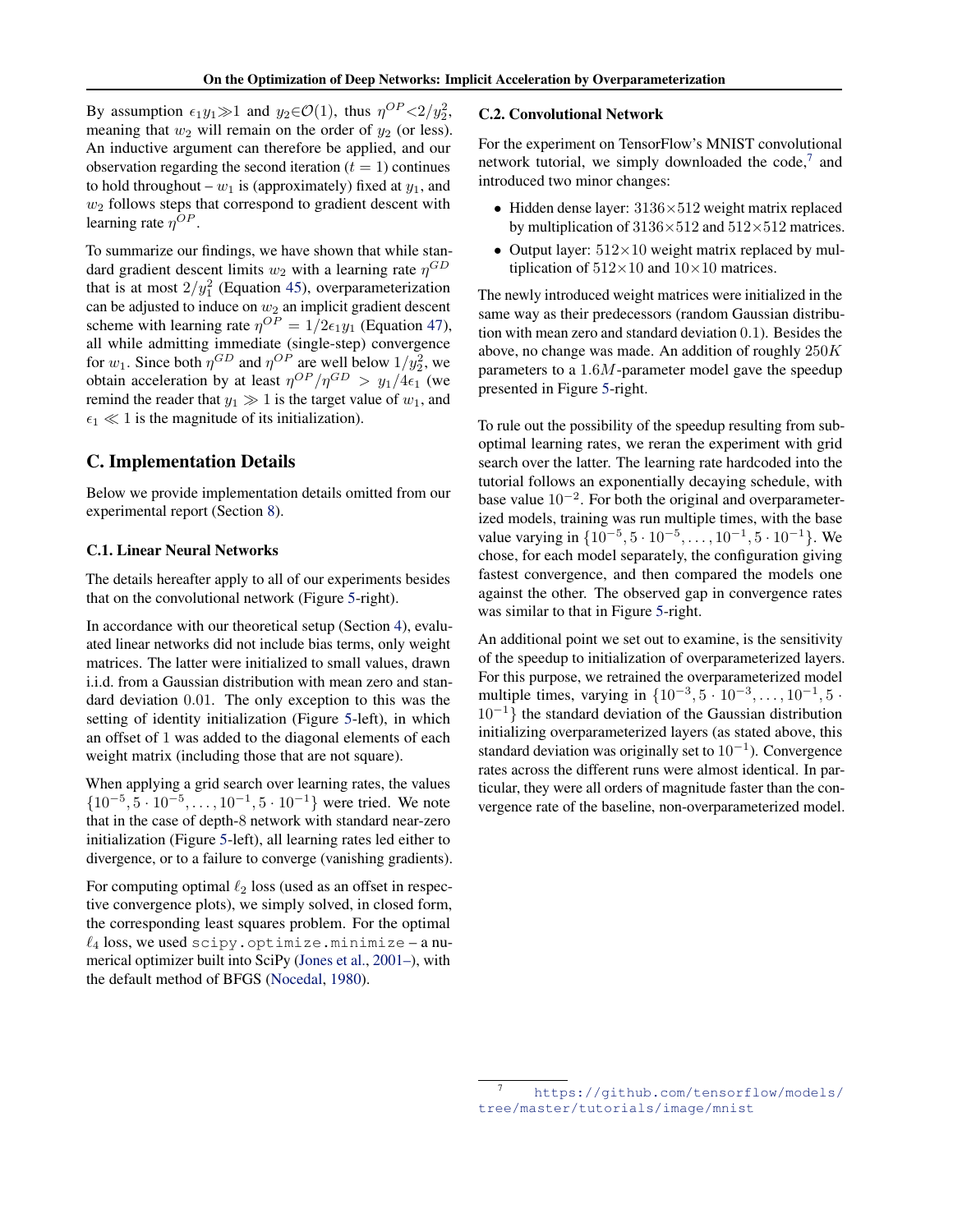By assumption $\epsilon_1 y_1 \gg 1$ and $y_2 \in \mathcal{O}(1)$, thus $\eta^{OP} < 2/y_2^2$, meaning that $w_2$ will remain on the order of $y_2$ (or less). An inductive argument can therefore be applied, and our observation regarding the second iteration ($t = 1$) continues to hold throughout – $w_1$ is (approximately) fixed at $y_1$, and $w_2$ follows steps that correspond to gradient descent with learning rate $\eta^{OP}$.

To summarize our findings, we have shown that while standard gradient descent limits $w_2$ with a learning rate $\eta^{GD}$ that is at most $2/y_1^2$ (Equation 45), overparameterization can be adjusted to induce on $w_2$ an implicit gradient descent scheme with learning rate $\eta^{OP} = 1/2\epsilon_1 y_1$ (Equation 47), all while admitting immediate (single-step) convergence for $w_1$. Since both $\eta^{GD}$ and $\eta^{OP}$ are well below $1/y_2^2$, we obtain acceleration by at least $\eta^{OP}/\eta^{GD} > y_1/4\epsilon_1$ (we remind the reader that $y_1 \gg 1$ is the target value of $w_1$, and $\epsilon_1 \ll 1$ is the magnitude of its initialization).

## C. Implementation Details

Below we provide implementation details omitted from our experimental report (Section 8).

### C.1. Linear Neural Networks

The details hereafter apply to all of our experiments besides that on the convolutional network (Figure 5-right).

In accordance with our theoretical setup (Section 4), evaluated linear networks did not include bias terms, only weight matrices. The latter were initialized to small values, drawn i.i.d. from a Gaussian distribution with mean zero and standard deviation $0.01$. The only exception to this was the setting of identity initialization (Figure 5-left), in which an offset of $1$ was added to the diagonal elements of each weight matrix (including those that are not square).

When applying a grid search over learning rates, the values $\{10^{-5}, 5 \cdot 10^{-5}, \ldots, 10^{-1}, 5 \cdot 10^{-1}\}$ were tried. We note that in the case of depth-8 network with standard near-zero initialization (Figure 5-left), all learning rates led either to divergence, or to a failure to converge (vanishing gradients).

For computing optimal $\ell_2$ loss (used as an offset in respective convergence plots), we simply solved, in closed form, the corresponding least squares problem. For the optimal $\ell_4$ loss, we used `scipy.optimize.minimize` – a numerical optimizer built into SciPy (Jones et al., 2001–), with the default method of BFGS (Nocedal, 1980).

### C.2. Convolutional Network

For the experiment on TensorFlow's MNIST convolutional network tutorial, we simply downloaded the code,[7] and introduced two minor changes:

- Hidden dense layer: $3136 \times 512$ weight matrix replaced by multiplication of $3136 \times 512$ and $512 \times 512$ matrices.
- Output layer: $512 \times 10$ weight matrix replaced by multiplication of $512 \times 10$ and $10 \times 10$ matrices.

The newly introduced weight matrices were initialized in the same way as their predecessors (random Gaussian distribution with mean zero and standard deviation $0.1$). Besides the above, no change was made. An addition of roughly $250K$ parameters to a $1.6M$-parameter model gave the speedup presented in Figure 5-right.

To rule out the possibility of the speedup resulting from suboptimal learning rates, we reran the experiment with grid search over the latter. The learning rate hardcoded into the tutorial follows an exponentially decaying schedule, with base value $10^{-2}$. For both the original and overparameterized models, training was run multiple times, with the base value varying in $\{10^{-5}, 5 \cdot 10^{-5}, \ldots, 10^{-1}, 5 \cdot 10^{-1}\}$. We chose, for each model separately, the configuration giving fastest convergence, and then compared the models one against the other. The observed gap in convergence rates was similar to that in Figure 5-right.

An additional point we set out to examine, is the sensitivity of the speedup to initialization of overparameterized layers. For this purpose, we retrained the overparameterized model multiple times, varying in $\{10^{-3}, 5 \cdot 10^{-3}, \ldots, 10^{-1}, 5 \cdot 10^{-1}\}$ the standard deviation of the Gaussian distribution initializing overparameterized layers (as stated above, this standard deviation was originally set to $10^{-1}$). Convergence rates across the different runs were almost identical. In particular, they were all orders of magnitude faster than the convergence rate of the baseline, non-overparameterized model.

[7] https://github.com/tensorflow/models/tree/master/tutorials/image/mnist